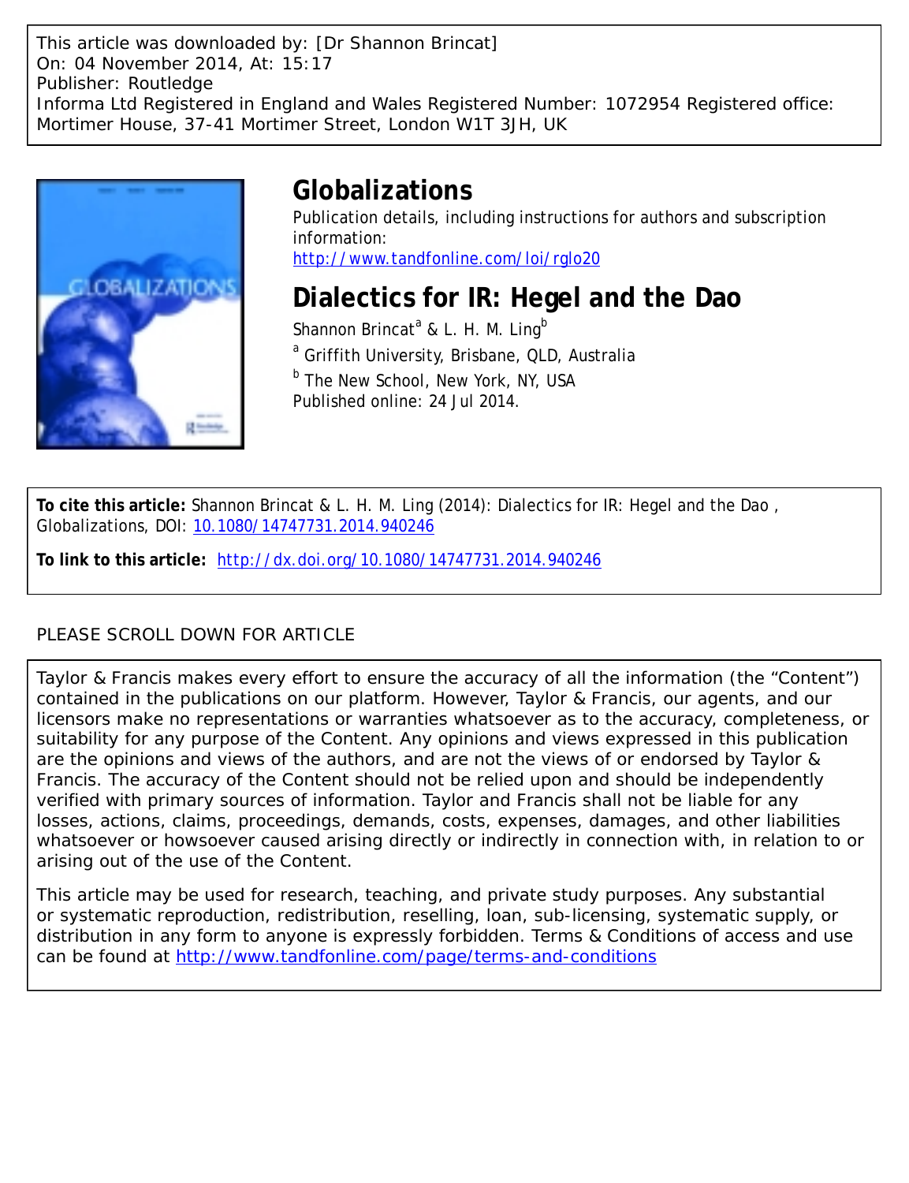This article was downloaded by: [Dr Shannon Brincat]
On: 04 November 2014, At: 15:17
Publisher: Routledge
Informa Ltd Registered in England and Wales Registered Number: 1072954 Registered office: Mortimer House, 37-41 Mortimer Street, London W1T 3JH, UK

# Globalizations

Publication details, including instructions for authors and subscription information:
http://www.tandfonline.com/loi/rglo20

## Dialectics for IR: Hegel and the Dao

Shannon Brincat[a] & L. H. M. Ling[b]

[a] Griffith University, Brisbane, QLD, Australia

[b] The New School, New York, NY, USA

Published online: 24 Jul 2014.

**To cite this article:** Shannon Brincat & L. H. M. Ling (2014): Dialectics for IR: Hegel and the Dao , Globalizations, DOI: 10.1080/14747731.2014.940246

**To link to this article:** http://dx.doi.org/10.1080/14747731.2014.940246

PLEASE SCROLL DOWN FOR ARTICLE

Taylor & Francis makes every effort to ensure the accuracy of all the information (the "Content") contained in the publications on our platform. However, Taylor & Francis, our agents, and our licensors make no representations or warranties whatsoever as to the accuracy, completeness, or suitability for any purpose of the Content. Any opinions and views expressed in this publication are the opinions and views of the authors, and are not the views of or endorsed by Taylor & Francis. The accuracy of the Content should not be relied upon and should be independently verified with primary sources of information. Taylor and Francis shall not be liable for any losses, actions, claims, proceedings, demands, costs, expenses, damages, and other liabilities whatsoever or howsoever caused arising directly or indirectly in connection with, in relation to or arising out of the use of the Content.

This article may be used for research, teaching, and private study purposes. Any substantial or systematic reproduction, redistribution, reselling, loan, sub-licensing, systematic supply, or distribution in any form to anyone is expressly forbidden. Terms & Conditions of access and use can be found at http://www.tandfonline.com/page/terms-and-conditions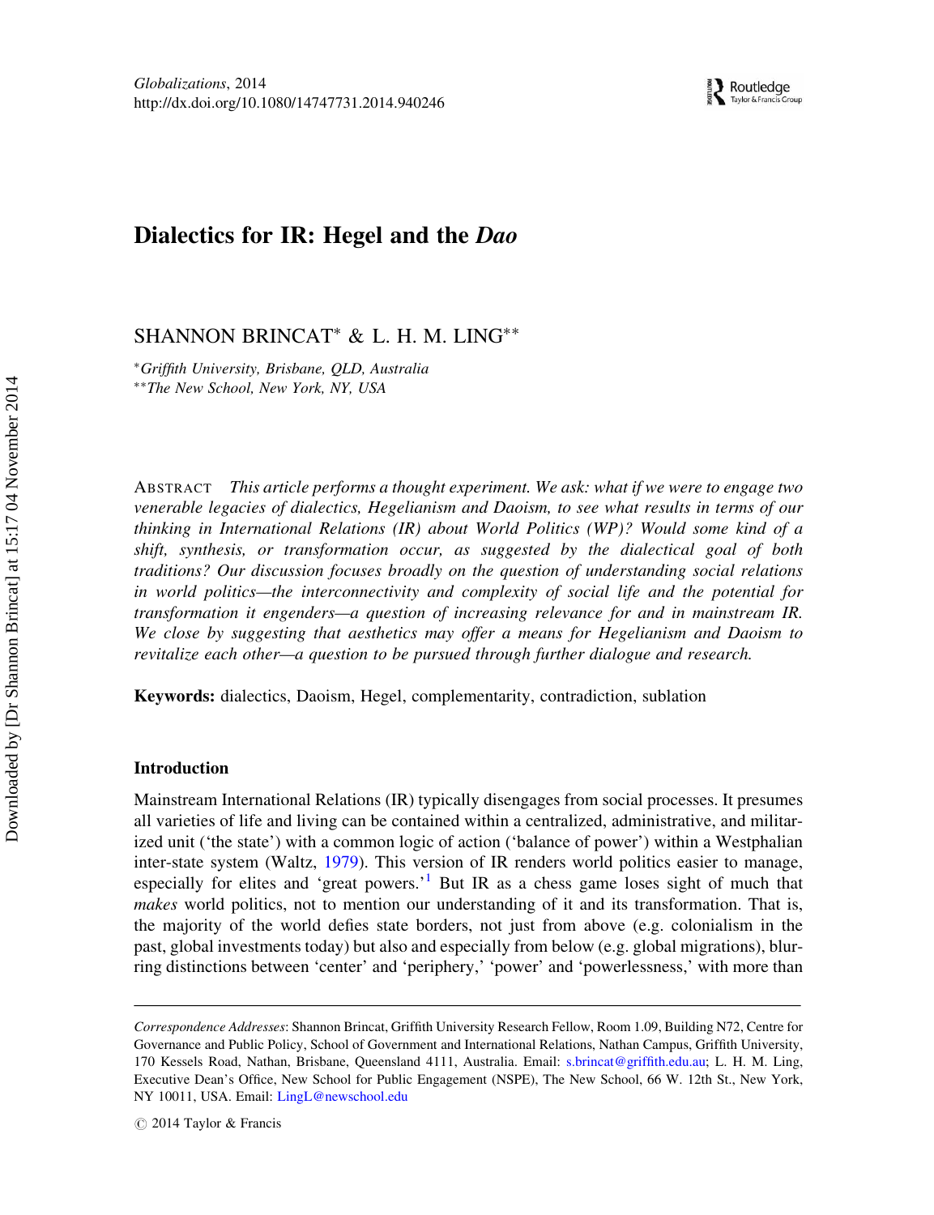# Dialectics for IR: Hegel and the *Dao*

SHANNON BRINCAT* & L. H. M. LING**

*Griffith University, Brisbane, QLD, Australia*
**The New School, New York, NY, USA*

ABSTRACT *This article performs a thought experiment. We ask: what if we were to engage two venerable legacies of dialectics, Hegelianism and Daoism, to see what results in terms of our thinking in International Relations (IR) about World Politics (WP)? Would some kind of a shift, synthesis, or transformation occur, as suggested by the dialectical goal of both traditions? Our discussion focuses broadly on the question of understanding social relations in world politics—the interconnectivity and complexity of social life and the potential for transformation it engenders—a question of increasing relevance for and in mainstream IR. We close by suggesting that aesthetics may offer a means for Hegelianism and Daoism to revitalize each other—a question to be pursued through further dialogue and research.*

**Keywords:** dialectics, Daoism, Hegel, complementarity, contradiction, sublation

## Introduction

Mainstream International Relations (IR) typically disengages from social processes. It presumes all varieties of life and living can be contained within a centralized, administrative, and militarized unit ('the state') with a common logic of action ('balance of power') within a Westphalian inter-state system (Waltz, 1979). This version of IR renders world politics easier to manage, especially for elites and 'great powers.'[1] But IR as a chess game loses sight of much that *makes* world politics, not to mention our understanding of it and its transformation. That is, the majority of the world defies state borders, not just from above (e.g. colonialism in the past, global investments today) but also and especially from below (e.g. global migrations), blurring distinctions between 'center' and 'periphery,' 'power' and 'powerlessness,' with more than

---

*Correspondence Addresses*: Shannon Brincat, Griffith University Research Fellow, Room 1.09, Building N72, Centre for Governance and Public Policy, School of Government and International Relations, Nathan Campus, Griffith University, 170 Kessels Road, Nathan, Brisbane, Queensland 4111, Australia. Email: s.brincat@griffith.edu.au; L. H. M. Ling, Executive Dean's Office, New School for Public Engagement (NSPE), The New School, 66 W. 12th St., New York, NY 10011, USA. Email: LingL@newschool.edu

© 2014 Taylor & Francis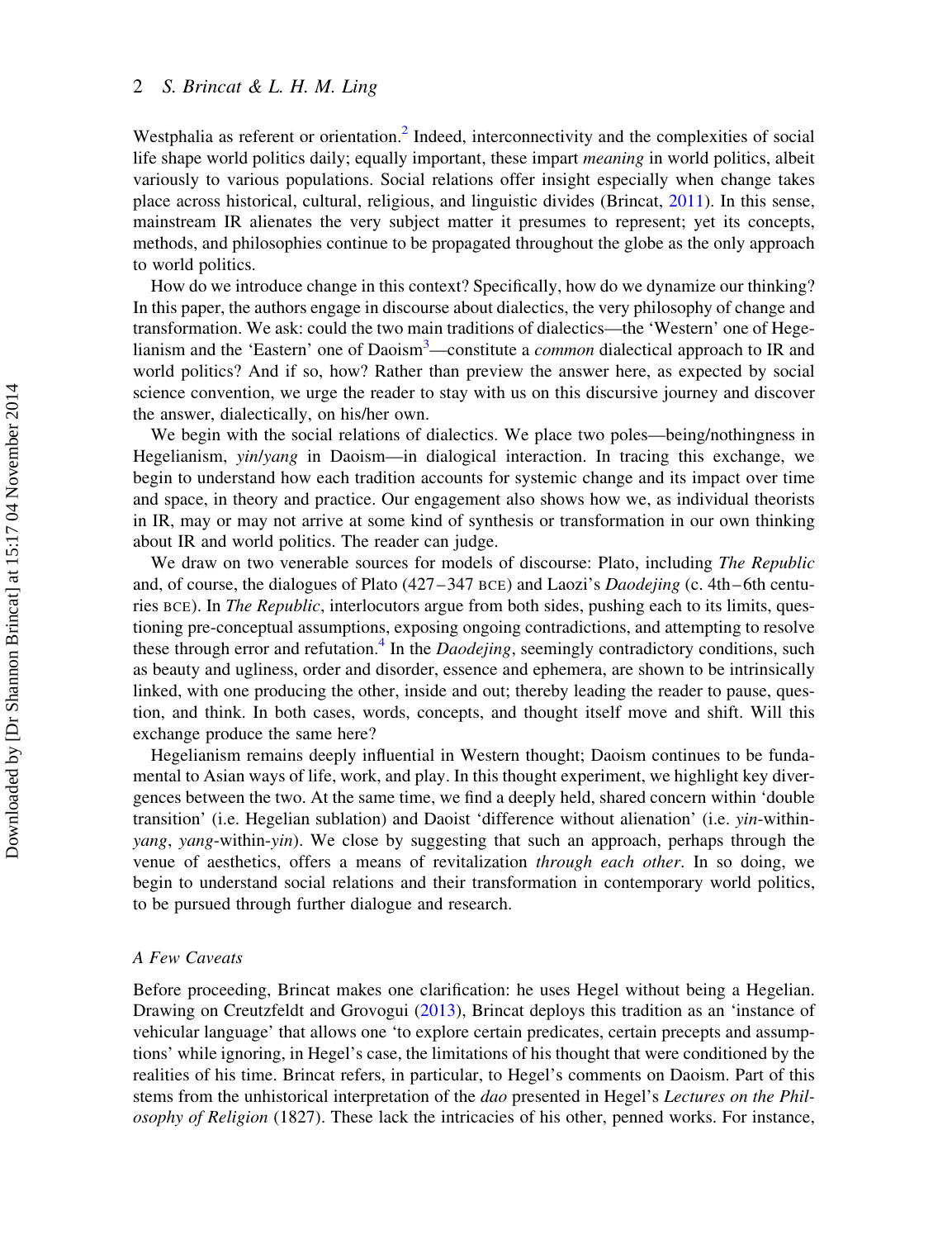Westphalia as referent or orientation.[2] Indeed, interconnectivity and the complexities of social life shape world politics daily; equally important, these impart *meaning* in world politics, albeit variously to various populations. Social relations offer insight especially when change takes place across historical, cultural, religious, and linguistic divides (Brincat, 2011). In this sense, mainstream IR alienates the very subject matter it presumes to represent; yet its concepts, methods, and philosophies continue to be propagated throughout the globe as the only approach to world politics.

How do we introduce change in this context? Specifically, how do we dynamize our thinking? In this paper, the authors engage in discourse about dialectics, the very philosophy of change and transformation. We ask: could the two main traditions of dialectics—the 'Western' one of Hegelianism and the 'Eastern' one of Daoism[3]—constitute a *common* dialectical approach to IR and world politics? And if so, how? Rather than preview the answer here, as expected by social science convention, we urge the reader to stay with us on this discursive journey and discover the answer, dialectically, on his/her own.

We begin with the social relations of dialectics. We place two poles—being/nothingness in Hegelianism, *yin*/*yang* in Daoism—in dialogical interaction. In tracing this exchange, we begin to understand how each tradition accounts for systemic change and its impact over time and space, in theory and practice. Our engagement also shows how we, as individual theorists in IR, may or may not arrive at some kind of synthesis or transformation in our own thinking about IR and world politics. The reader can judge.

We draw on two venerable sources for models of discourse: Plato, including *The Republic* and, of course, the dialogues of Plato (427–347 BCE) and Laozi's *Daodejing* (c. 4th–6th centuries BCE). In *The Republic*, interlocutors argue from both sides, pushing each to its limits, questioning pre-conceptual assumptions, exposing ongoing contradictions, and attempting to resolve these through error and refutation.[4] In the *Daodejing*, seemingly contradictory conditions, such as beauty and ugliness, order and disorder, essence and ephemera, are shown to be intrinsically linked, with one producing the other, inside and out; thereby leading the reader to pause, question, and think. In both cases, words, concepts, and thought itself move and shift. Will this exchange produce the same here?

Hegelianism remains deeply influential in Western thought; Daoism continues to be fundamental to Asian ways of life, work, and play. In this thought experiment, we highlight key divergences between the two. At the same time, we find a deeply held, shared concern within 'double transition' (i.e. Hegelian sublation) and Daoist 'difference without alienation' (i.e. *yin*-within-*yang*, *yang*-within-*yin*). We close by suggesting that such an approach, perhaps through the venue of aesthetics, offers a means of revitalization *through each other*. In so doing, we begin to understand social relations and their transformation in contemporary world politics, to be pursued through further dialogue and research.

### *A Few Caveats*

Before proceeding, Brincat makes one clarification: he uses Hegel without being a Hegelian. Drawing on Creutzfeldt and Grovogui (2013), Brincat deploys this tradition as an 'instance of vehicular language' that allows one 'to explore certain predicates, certain precepts and assumptions' while ignoring, in Hegel's case, the limitations of his thought that were conditioned by the realities of his time. Brincat refers, in particular, to Hegel's comments on Daoism. Part of this stems from the unhistorical interpretation of the *dao* presented in Hegel's *Lectures on the Philosophy of Religion* (1827). These lack the intricacies of his other, penned works. For instance,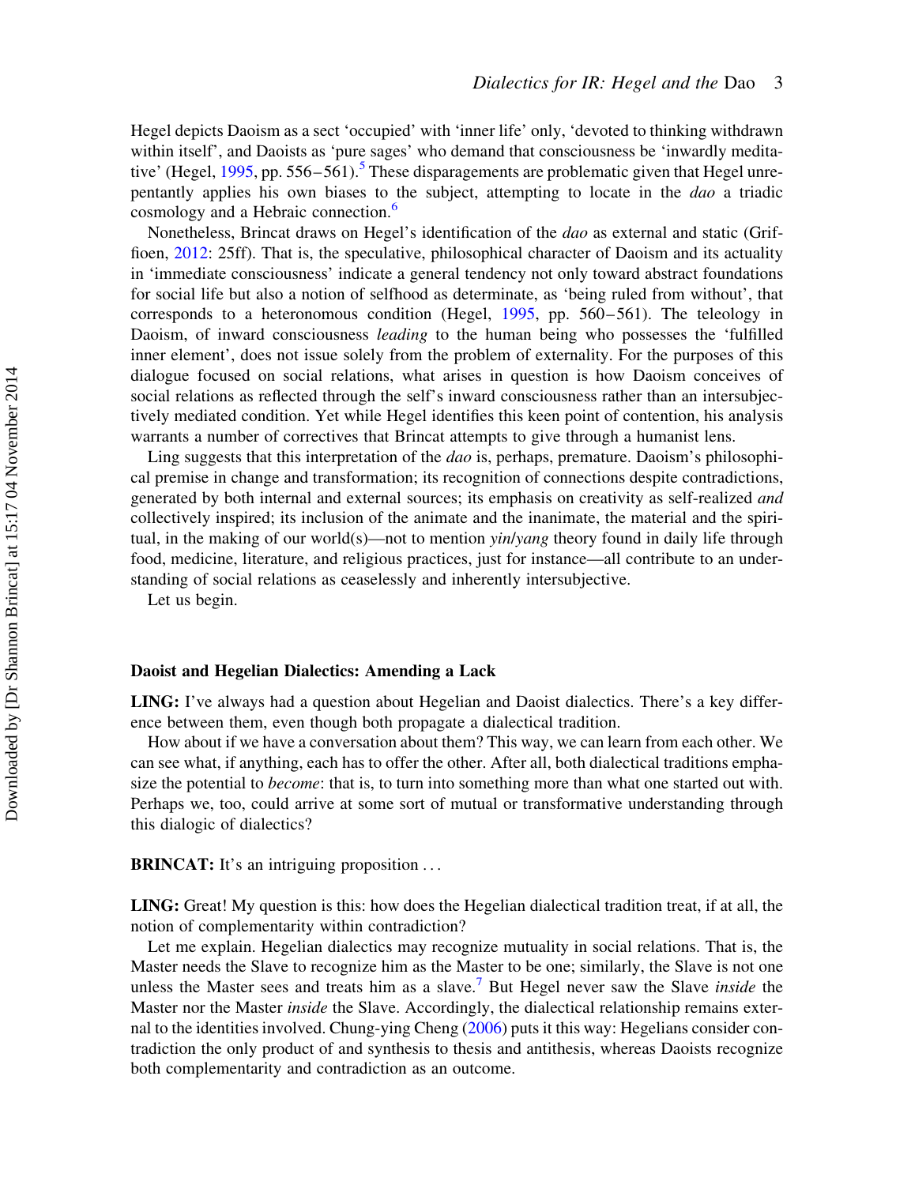Hegel depicts Daoism as a sect 'occupied' with 'inner life' only, 'devoted to thinking withdrawn within itself', and Daoists as 'pure sages' who demand that consciousness be 'inwardly meditative' (Hegel, 1995, pp. 556–561).[5] These disparagements are problematic given that Hegel unrepentantly applies his own biases to the subject, attempting to locate in the *dao* a triadic cosmology and a Hebraic connection.[6]

Nonetheless, Brincat draws on Hegel's identification of the *dao* as external and static (Griffioen, 2012: 25ff). That is, the speculative, philosophical character of Daoism and its actuality in 'immediate consciousness' indicate a general tendency not only toward abstract foundations for social life but also a notion of selfhood as determinate, as 'being ruled from without', that corresponds to a heteronomous condition (Hegel, 1995, pp. 560–561). The teleology in Daoism, of inward consciousness *leading* to the human being who possesses the 'fulfilled inner element', does not issue solely from the problem of externality. For the purposes of this dialogue focused on social relations, what arises in question is how Daoism conceives of social relations as reflected through the self's inward consciousness rather than an intersubjectively mediated condition. Yet while Hegel identifies this keen point of contention, his analysis warrants a number of correctives that Brincat attempts to give through a humanist lens.

Ling suggests that this interpretation of the *dao* is, perhaps, premature. Daoism's philosophical premise in change and transformation; its recognition of connections despite contradictions, generated by both internal and external sources; its emphasis on creativity as self-realized *and* collectively inspired; its inclusion of the animate and the inanimate, the material and the spiritual, in the making of our world(s)—not to mention *yin*/*yang* theory found in daily life through food, medicine, literature, and religious practices, just for instance—all contribute to an understanding of social relations as ceaselessly and inherently intersubjective.

Let us begin.

## Daoist and Hegelian Dialectics: Amending a Lack

**LING:** I've always had a question about Hegelian and Daoist dialectics. There's a key difference between them, even though both propagate a dialectical tradition.

How about if we have a conversation about them? This way, we can learn from each other. We can see what, if anything, each has to offer the other. After all, both dialectical traditions emphasize the potential to *become*: that is, to turn into something more than what one started out with. Perhaps we, too, could arrive at some sort of mutual or transformative understanding through this dialogic of dialectics?

**BRINCAT:** It's an intriguing proposition . . .

**LING:** Great! My question is this: how does the Hegelian dialectical tradition treat, if at all, the notion of complementarity within contradiction?

Let me explain. Hegelian dialectics may recognize mutuality in social relations. That is, the Master needs the Slave to recognize him as the Master to be one; similarly, the Slave is not one unless the Master sees and treats him as a slave.[7] But Hegel never saw the Slave *inside* the Master nor the Master *inside* the Slave. Accordingly, the dialectical relationship remains external to the identities involved. Chung-ying Cheng (2006) puts it this way: Hegelians consider contradiction the only product of and synthesis to thesis and antithesis, whereas Daoists recognize both complementarity and contradiction as an outcome.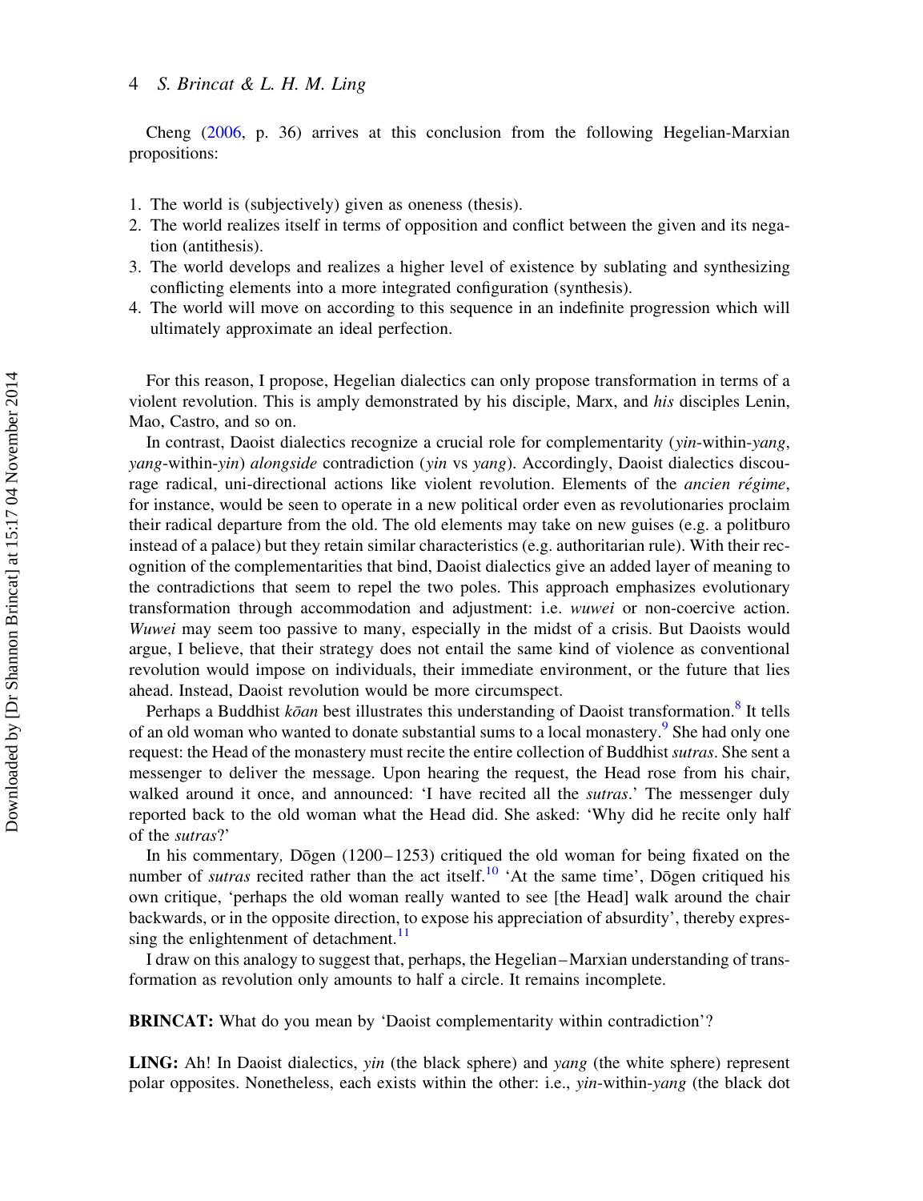Cheng (2006, p. 36) arrives at this conclusion from the following Hegelian-Marxian propositions:

1. The world is (subjectively) given as oneness (thesis).
2. The world realizes itself in terms of opposition and conflict between the given and its negation (antithesis).
3. The world develops and realizes a higher level of existence by sublating and synthesizing conflicting elements into a more integrated configuration (synthesis).
4. The world will move on according to this sequence in an indefinite progression which will ultimately approximate an ideal perfection.

For this reason, I propose, Hegelian dialectics can only propose transformation in terms of a violent revolution. This is amply demonstrated by his disciple, Marx, and *his* disciples Lenin, Mao, Castro, and so on.

In contrast, Daoist dialectics recognize a crucial role for complementarity (*yin*-within-*yang*, *yang*-within-*yin*) *alongside* contradiction (*yin* vs *yang*). Accordingly, Daoist dialectics discourage radical, uni-directional actions like violent revolution. Elements of the *ancien régime*, for instance, would be seen to operate in a new political order even as revolutionaries proclaim their radical departure from the old. The old elements may take on new guises (e.g. a politburo instead of a palace) but they retain similar characteristics (e.g. authoritarian rule). With their recognition of the complementarities that bind, Daoist dialectics give an added layer of meaning to the contradictions that seem to repel the two poles. This approach emphasizes evolutionary transformation through accommodation and adjustment: i.e. *wuwei* or non-coercive action. *Wuwei* may seem too passive to many, especially in the midst of a crisis. But Daoists would argue, I believe, that their strategy does not entail the same kind of violence as conventional revolution would impose on individuals, their immediate environment, or the future that lies ahead. Instead, Daoist revolution would be more circumspect.

Perhaps a Buddhist *kōan* best illustrates this understanding of Daoist transformation.[8] It tells of an old woman who wanted to donate substantial sums to a local monastery.[9] She had only one request: the Head of the monastery must recite the entire collection of Buddhist *sutras*. She sent a messenger to deliver the message. Upon hearing the request, the Head rose from his chair, walked around it once, and announced: 'I have recited all the *sutras*.' The messenger duly reported back to the old woman what the Head did. She asked: 'Why did he recite only half of the *sutras*?'

In his commentary, Dōgen (1200–1253) critiqued the old woman for being fixated on the number of *sutras* recited rather than the act itself.[10] 'At the same time', Dōgen critiqued his own critique, 'perhaps the old woman really wanted to see [the Head] walk around the chair backwards, or in the opposite direction, to expose his appreciation of absurdity', thereby expressing the enlightenment of detachment.[11]

I draw on this analogy to suggest that, perhaps, the Hegelian–Marxian understanding of transformation as revolution only amounts to half a circle. It remains incomplete.

**BRINCAT:** What do you mean by 'Daoist complementarity within contradiction'?

**LING:** Ah! In Daoist dialectics, *yin* (the black sphere) and *yang* (the white sphere) represent polar opposites. Nonetheless, each exists within the other: i.e., *yin*-within-*yang* (the black dot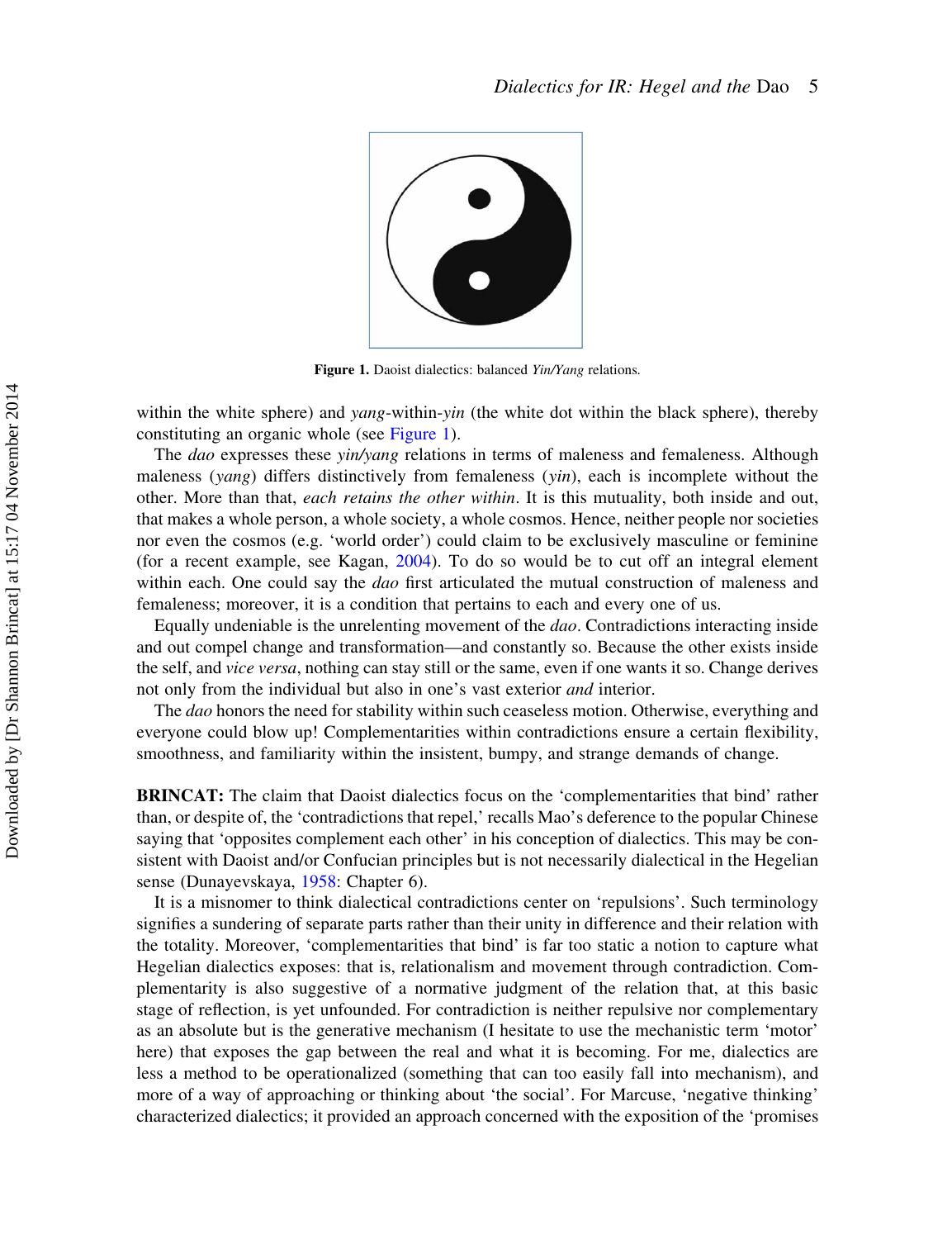**Figure 1.** Daoist dialectics: balanced *Yin/Yang* relations.

within the white sphere) and *yang*-within-*yin* (the white dot within the black sphere), thereby constituting an organic whole (see Figure 1).

The *dao* expresses these *yin/yang* relations in terms of maleness and femaleness. Although maleness (*yang*) differs distinctively from femaleness (*yin*), each is incomplete without the other. More than that, *each retains the other within*. It is this mutuality, both inside and out, that makes a whole person, a whole society, a whole cosmos. Hence, neither people nor societies nor even the cosmos (e.g. 'world order') could claim to be exclusively masculine or feminine (for a recent example, see Kagan, 2004). To do so would be to cut off an integral element within each. One could say the *dao* first articulated the mutual construction of maleness and femaleness; moreover, it is a condition that pertains to each and every one of us.

Equally undeniable is the unrelenting movement of the *dao*. Contradictions interacting inside and out compel change and transformation—and constantly so. Because the other exists inside the self, and *vice versa*, nothing can stay still or the same, even if one wants it so. Change derives not only from the individual but also in one's vast exterior *and* interior.

The *dao* honors the need for stability within such ceaseless motion. Otherwise, everything and everyone could blow up! Complementarities within contradictions ensure a certain flexibility, smoothness, and familiarity within the insistent, bumpy, and strange demands of change.

**BRINCAT:** The claim that Daoist dialectics focus on the 'complementarities that bind' rather than, or despite of, the 'contradictions that repel,' recalls Mao's deference to the popular Chinese saying that 'opposites complement each other' in his conception of dialectics. This may be consistent with Daoist and/or Confucian principles but is not necessarily dialectical in the Hegelian sense (Dunayevskaya, 1958: Chapter 6).

It is a misnomer to think dialectical contradictions center on 'repulsions'. Such terminology signifies a sundering of separate parts rather than their unity in difference and their relation with the totality. Moreover, 'complementarities that bind' is far too static a notion to capture what Hegelian dialectics exposes: that is, relationalism and movement through contradiction. Complementarity is also suggestive of a normative judgment of the relation that, at this basic stage of reflection, is yet unfounded. For contradiction is neither repulsive nor complementary as an absolute but is the generative mechanism (I hesitate to use the mechanistic term 'motor' here) that exposes the gap between the real and what it is becoming. For me, dialectics are less a method to be operationalized (something that can too easily fall into mechanism), and more of a way of approaching or thinking about 'the social'. For Marcuse, 'negative thinking' characterized dialectics; it provided an approach concerned with the exposition of the 'promises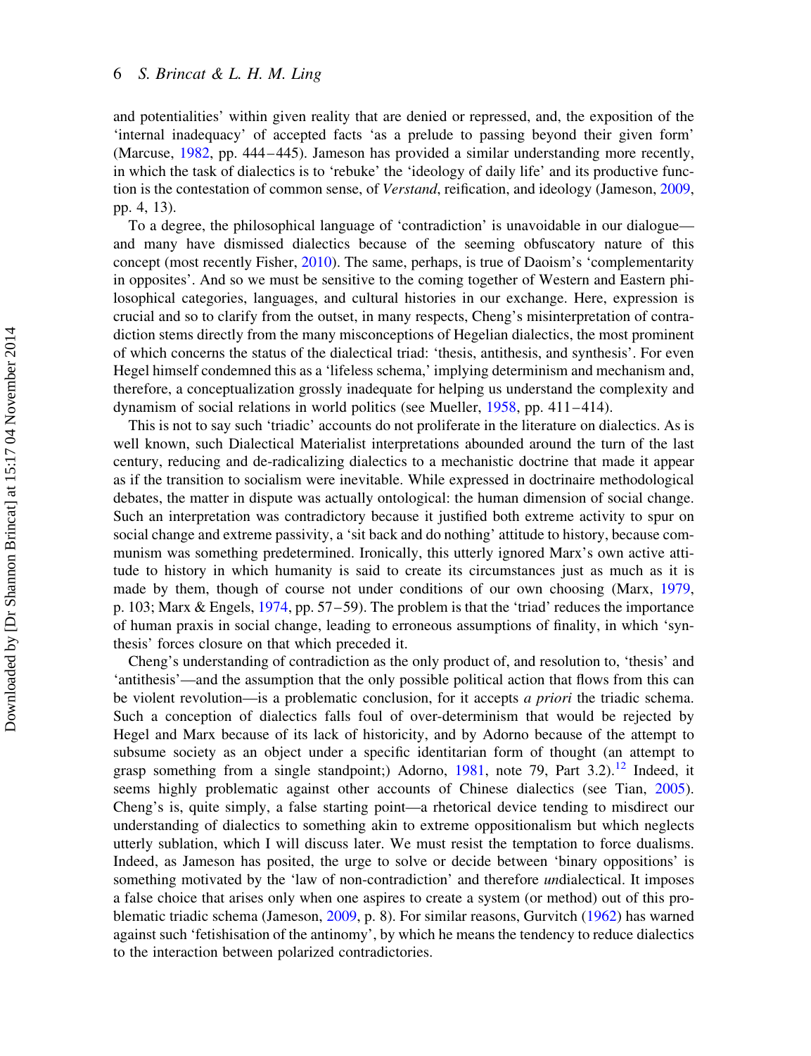and potentialities' within given reality that are denied or repressed, and, the exposition of the 'internal inadequacy' of accepted facts 'as a prelude to passing beyond their given form' (Marcuse, 1982, pp. 444–445). Jameson has provided a similar understanding more recently, in which the task of dialectics is to 'rebuke' the 'ideology of daily life' and its productive function is the contestation of common sense, of *Verstand*, reification, and ideology (Jameson, 2009, pp. 4, 13).

To a degree, the philosophical language of 'contradiction' is unavoidable in our dialogue—and many have dismissed dialectics because of the seeming obfuscatory nature of this concept (most recently Fisher, 2010). The same, perhaps, is true of Daoism's 'complementarity in opposites'. And so we must be sensitive to the coming together of Western and Eastern philosophical categories, languages, and cultural histories in our exchange. Here, expression is crucial and so to clarify from the outset, in many respects, Cheng's misinterpretation of contradiction stems directly from the many misconceptions of Hegelian dialectics, the most prominent of which concerns the status of the dialectical triad: 'thesis, antithesis, and synthesis'. For even Hegel himself condemned this as a 'lifeless schema,' implying determinism and mechanism and, therefore, a conceptualization grossly inadequate for helping us understand the complexity and dynamism of social relations in world politics (see Mueller, 1958, pp. 411–414).

This is not to say such 'triadic' accounts do not proliferate in the literature on dialectics. As is well known, such Dialectical Materialist interpretations abounded around the turn of the last century, reducing and de-radicalizing dialectics to a mechanistic doctrine that made it appear as if the transition to socialism were inevitable. While expressed in doctrinaire methodological debates, the matter in dispute was actually ontological: the human dimension of social change. Such an interpretation was contradictory because it justified both extreme activity to spur on social change and extreme passivity, a 'sit back and do nothing' attitude to history, because communism was something predetermined. Ironically, this utterly ignored Marx's own active attitude to history in which humanity is said to create its circumstances just as much as it is made by them, though of course not under conditions of our own choosing (Marx, 1979, p. 103; Marx & Engels, 1974, pp. 57–59). The problem is that the 'triad' reduces the importance of human praxis in social change, leading to erroneous assumptions of finality, in which 'synthesis' forces closure on that which preceded it.

Cheng's understanding of contradiction as the only product of, and resolution to, 'thesis' and 'antithesis'—and the assumption that the only possible political action that flows from this can be violent revolution—is a problematic conclusion, for it accepts *a priori* the triadic schema. Such a conception of dialectics falls foul of over-determinism that would be rejected by Hegel and Marx because of its lack of historicity, and by Adorno because of the attempt to subsume society as an object under a specific identitarian form of thought (an attempt to grasp something from a single standpoint;) Adorno, 1981, note 79, Part 3.2).[12] Indeed, it seems highly problematic against other accounts of Chinese dialectics (see Tian, 2005). Cheng's is, quite simply, a false starting point—a rhetorical device tending to misdirect our understanding of dialectics to something akin to extreme oppositionalism but which neglects utterly sublation, which I will discuss later. We must resist the temptation to force dualisms. Indeed, as Jameson has posited, the urge to solve or decide between 'binary oppositions' is something motivated by the 'law of non-contradiction' and therefore *un*dialectical. It imposes a false choice that arises only when one aspires to create a system (or method) out of this problematic triadic schema (Jameson, 2009, p. 8). For similar reasons, Gurvitch (1962) has warned against such 'fetishisation of the antinomy', by which he means the tendency to reduce dialectics to the interaction between polarized contradictories.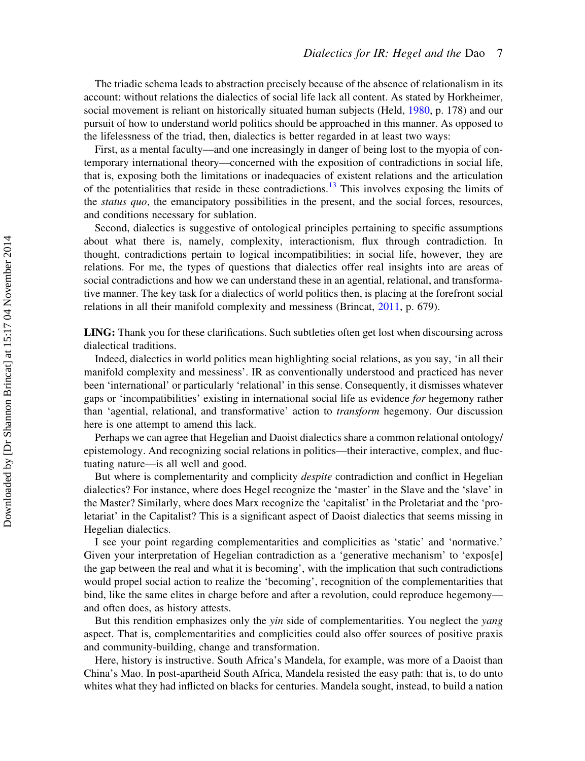The triadic schema leads to abstraction precisely because of the absence of relationalism in its account: without relations the dialectics of social life lack all content. As stated by Horkheimer, social movement is reliant on historically situated human subjects (Held, 1980, p. 178) and our pursuit of how to understand world politics should be approached in this manner. As opposed to the lifelessness of the triad, then, dialectics is better regarded in at least two ways:

First, as a mental faculty—and one increasingly in danger of being lost to the myopia of contemporary international theory—concerned with the exposition of contradictions in social life, that is, exposing both the limitations or inadequacies of existent relations and the articulation of the potentialities that reside in these contradictions.[13] This involves exposing the limits of the *status quo*, the emancipatory possibilities in the present, and the social forces, resources, and conditions necessary for sublation.

Second, dialectics is suggestive of ontological principles pertaining to specific assumptions about what there is, namely, complexity, interactionism, flux through contradiction. In thought, contradictions pertain to logical incompatibilities; in social life, however, they are relations. For me, the types of questions that dialectics offer real insights into are areas of social contradictions and how we can understand these in an agential, relational, and transformative manner. The key task for a dialectics of world politics then, is placing at the forefront social relations in all their manifold complexity and messiness (Brincat, 2011, p. 679).

**LING:** Thank you for these clarifications. Such subtleties often get lost when discoursing across dialectical traditions.

Indeed, dialectics in world politics mean highlighting social relations, as you say, 'in all their manifold complexity and messiness'. IR as conventionally understood and practiced has never been 'international' or particularly 'relational' in this sense. Consequently, it dismisses whatever gaps or 'incompatibilities' existing in international social life as evidence *for* hegemony rather than 'agential, relational, and transformative' action to *transform* hegemony. Our discussion here is one attempt to amend this lack.

Perhaps we can agree that Hegelian and Daoist dialectics share a common relational ontology/epistemology. And recognizing social relations in politics—their interactive, complex, and fluctuating nature—is all well and good.

But where is complementarity and complicity *despite* contradiction and conflict in Hegelian dialectics? For instance, where does Hegel recognize the 'master' in the Slave and the 'slave' in the Master? Similarly, where does Marx recognize the 'capitalist' in the Proletariat and the 'proletariat' in the Capitalist? This is a significant aspect of Daoist dialectics that seems missing in Hegelian dialectics.

I see your point regarding complementarities and complicities as 'static' and 'normative.' Given your interpretation of Hegelian contradiction as a 'generative mechanism' to 'expos[e] the gap between the real and what it is becoming', with the implication that such contradictions would propel social action to realize the 'becoming', recognition of the complementarities that bind, like the same elites in charge before and after a revolution, could reproduce hegemony—and often does, as history attests.

But this rendition emphasizes only the *yin* side of complementarities. You neglect the *yang* aspect. That is, complementarities and complicities could also offer sources of positive praxis and community-building, change and transformation.

Here, history is instructive. South Africa's Mandela, for example, was more of a Daoist than China's Mao. In post-apartheid South Africa, Mandela resisted the easy path: that is, to do unto whites what they had inflicted on blacks for centuries. Mandela sought, instead, to build a nation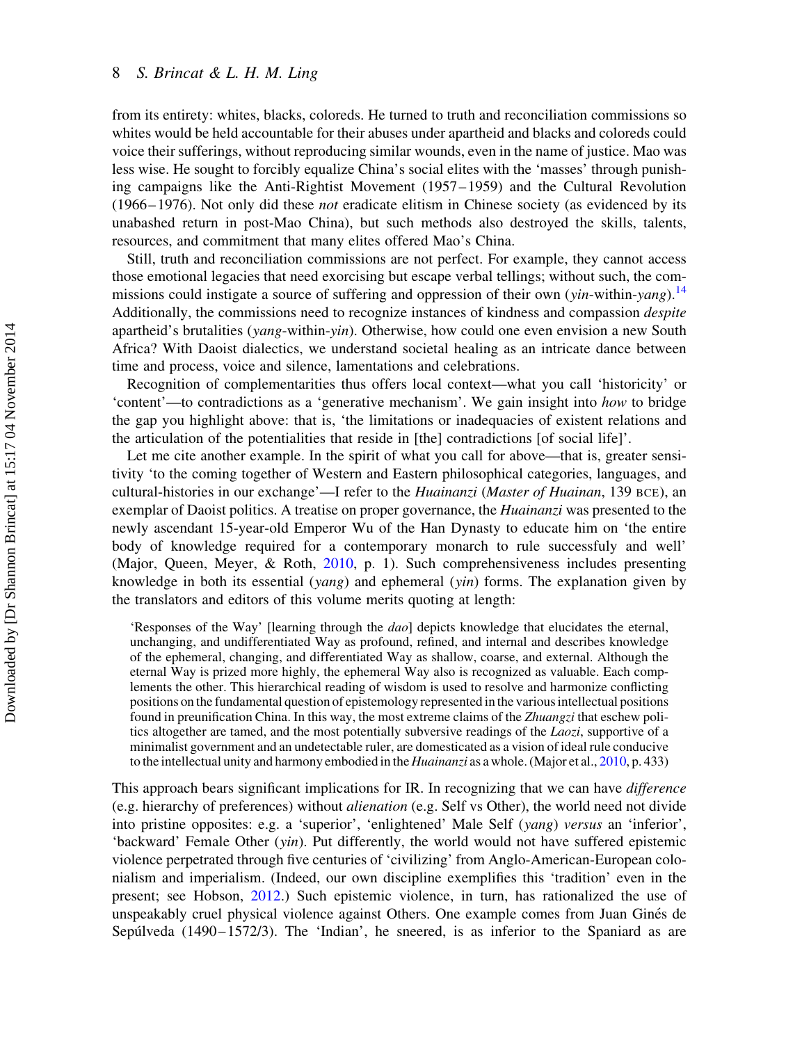from its entirety: whites, blacks, coloreds. He turned to truth and reconciliation commissions so whites would be held accountable for their abuses under apartheid and blacks and coloreds could voice their sufferings, without reproducing similar wounds, even in the name of justice. Mao was less wise. He sought to forcibly equalize China's social elites with the 'masses' through punishing campaigns like the Anti-Rightist Movement (1957–1959) and the Cultural Revolution (1966–1976). Not only did these *not* eradicate elitism in Chinese society (as evidenced by its unabashed return in post-Mao China), but such methods also destroyed the skills, talents, resources, and commitment that many elites offered Mao's China.

Still, truth and reconciliation commissions are not perfect. For example, they cannot access those emotional legacies that need exorcising but escape verbal tellings; without such, the commissions could instigate a source of suffering and oppression of their own (*yin*-within-*yang*).[14] Additionally, the commissions need to recognize instances of kindness and compassion *despite* apartheid's brutalities (*yang*-within-*yin*). Otherwise, how could one even envision a new South Africa? With Daoist dialectics, we understand societal healing as an intricate dance between time and process, voice and silence, lamentations and celebrations.

Recognition of complementarities thus offers local context—what you call 'historicity' or 'content'—to contradictions as a 'generative mechanism'. We gain insight into *how* to bridge the gap you highlight above: that is, 'the limitations or inadequacies of existent relations and the articulation of the potentialities that reside in [the] contradictions [of social life]'.

Let me cite another example. In the spirit of what you call for above—that is, greater sensitivity 'to the coming together of Western and Eastern philosophical categories, languages, and cultural-histories in our exchange'—I refer to the *Huainanzi* (*Master of Huainan*, 139 BCE), an exemplar of Daoist politics. A treatise on proper governance, the *Huainanzi* was presented to the newly ascendant 15-year-old Emperor Wu of the Han Dynasty to educate him on 'the entire body of knowledge required for a contemporary monarch to rule successfuly and well' (Major, Queen, Meyer, & Roth, 2010, p. 1). Such comprehensiveness includes presenting knowledge in both its essential (*yang*) and ephemeral (*yin*) forms. The explanation given by the translators and editors of this volume merits quoting at length:

> 'Responses of the Way' [learning through the *dao*] depicts knowledge that elucidates the eternal, unchanging, and undifferentiated Way as profound, refined, and internal and describes knowledge of the ephemeral, changing, and differentiated Way as shallow, coarse, and external. Although the eternal Way is prized more highly, the ephemeral Way also is recognized as valuable. Each complements the other. This hierarchical reading of wisdom is used to resolve and harmonize conflicting positions on the fundamental question of epistemology represented in the various intellectual positions found in preunification China. In this way, the most extreme claims of the *Zhuangzi* that eschew politics altogether are tamed, and the most potentially subversive readings of the *Laozi*, supportive of a minimalist government and an undetectable ruler, are domesticated as a vision of ideal rule conducive to the intellectual unity and harmony embodied in the *Huainanzi* as a whole. (Major et al., 2010, p. 433)

This approach bears significant implications for IR. In recognizing that we can have *difference* (e.g. hierarchy of preferences) without *alienation* (e.g. Self vs Other), the world need not divide into pristine opposites: e.g. a 'superior', 'enlightened' Male Self (*yang*) *versus* an 'inferior', 'backward' Female Other (*yin*). Put differently, the world would not have suffered epistemic violence perpetrated through five centuries of 'civilizing' from Anglo-American-European colonialism and imperialism. (Indeed, our own discipline exemplifies this 'tradition' even in the present; see Hobson, 2012.) Such epistemic violence, in turn, has rationalized the use of unspeakably cruel physical violence against Others. One example comes from Juan Ginés de Sepúlveda (1490–1572/3). The 'Indian', he sneered, is as inferior to the Spaniard as are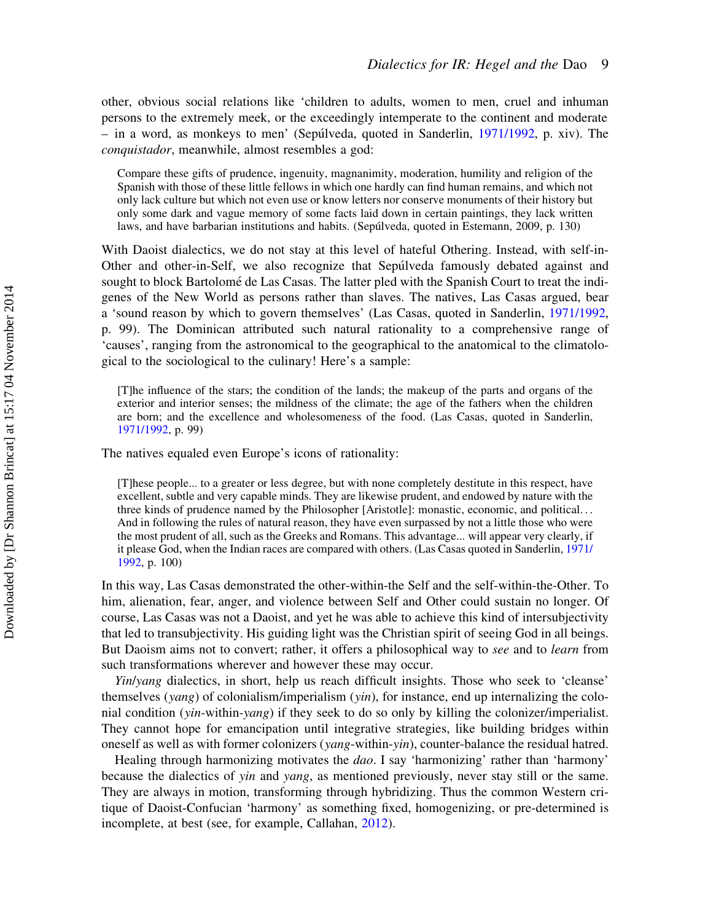other, obvious social relations like 'children to adults, women to men, cruel and inhuman persons to the extremely meek, or the exceedingly intemperate to the continent and moderate – in a word, as monkeys to men' (Sepúlveda, quoted in Sanderlin, 1971/1992, p. xiv). The *conquistador*, meanwhile, almost resembles a god:

> Compare these gifts of prudence, ingenuity, magnanimity, moderation, humility and religion of the Spanish with those of these little fellows in which one hardly can find human remains, and which not only lack culture but which not even use or know letters nor conserve monuments of their history but only some dark and vague memory of some facts laid down in certain paintings, they lack written laws, and have barbarian institutions and habits. (Sepúlveda, quoted in Estemann, 2009, p. 130)

With Daoist dialectics, we do not stay at this level of hateful Othering. Instead, with self-in-Other and other-in-Self, we also recognize that Sepúlveda famously debated against and sought to block Bartolomé de Las Casas. The latter pled with the Spanish Court to treat the indigenes of the New World as persons rather than slaves. The natives, Las Casas argued, bear a 'sound reason by which to govern themselves' (Las Casas, quoted in Sanderlin, 1971/1992, p. 99). The Dominican attributed such natural rationality to a comprehensive range of 'causes', ranging from the astronomical to the geographical to the anatomical to the climatological to the sociological to the culinary! Here's a sample:

> [T]he influence of the stars; the condition of the lands; the makeup of the parts and organs of the exterior and interior senses; the mildness of the climate; the age of the fathers when the children are born; and the excellence and wholesomeness of the food. (Las Casas, quoted in Sanderlin, 1971/1992, p. 99)

The natives equaled even Europe's icons of rationality:

> [T]hese people... to a greater or less degree, but with none completely destitute in this respect, have excellent, subtle and very capable minds. They are likewise prudent, and endowed by nature with the three kinds of prudence named by the Philosopher [Aristotle]: monastic, economic, and political... And in following the rules of natural reason, they have even surpassed by not a little those who were the most prudent of all, such as the Greeks and Romans. This advantage... will appear very clearly, if it please God, when the Indian races are compared with others. (Las Casas quoted in Sanderlin, 1971/1992, p. 100)

In this way, Las Casas demonstrated the other-within-the Self and the self-within-the-Other. To him, alienation, fear, anger, and violence between Self and Other could sustain no longer. Of course, Las Casas was not a Daoist, and yet he was able to achieve this kind of intersubjectivity that led to transubjectivity. His guiding light was the Christian spirit of seeing God in all beings. But Daoism aims not to convert; rather, it offers a philosophical way to *see* and to *learn* from such transformations wherever and however these may occur.

*Yin*/*yang* dialectics, in short, help us reach difficult insights. Those who seek to 'cleanse' themselves (*yang*) of colonialism/imperialism (*yin*), for instance, end up internalizing the colonial condition (*yin*-within-*yang*) if they seek to do so only by killing the colonizer/imperialist. They cannot hope for emancipation until integrative strategies, like building bridges within oneself as well as with former colonizers (*yang*-within-*yin*), counter-balance the residual hatred.

Healing through harmonizing motivates the *dao*. I say 'harmonizing' rather than 'harmony' because the dialectics of *yin* and *yang*, as mentioned previously, never stay still or the same. They are always in motion, transforming through hybridizing. Thus the common Western critique of Daoist-Confucian 'harmony' as something fixed, homogenizing, or pre-determined is incomplete, at best (see, for example, Callahan, 2012).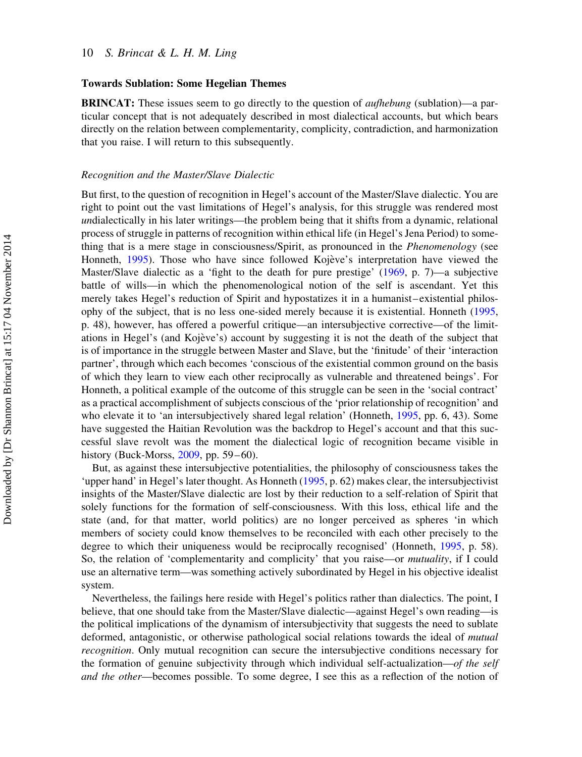### Towards Sublation: Some Hegelian Themes

**BRINCAT:** These issues seem to go directly to the question of *aufhebung* (sublation)—a particular concept that is not adequately described in most dialectical accounts, but which bears directly on the relation between complementarity, complicity, contradiction, and harmonization that you raise. I will return to this subsequently.

#### *Recognition and the Master/Slave Dialectic*

But first, to the question of recognition in Hegel's account of the Master/Slave dialectic. You are right to point out the vast limitations of Hegel's analysis, for this struggle was rendered most *un*dialectically in his later writings—the problem being that it shifts from a dynamic, relational process of struggle in patterns of recognition within ethical life (in Hegel's Jena Period) to something that is a mere stage in consciousness/Spirit, as pronounced in the *Phenomenology* (see Honneth, 1995). Those who have since followed Kojève's interpretation have viewed the Master/Slave dialectic as a 'fight to the death for pure prestige' (1969, p. 7)—a subjective battle of wills—in which the phenomenological notion of the self is ascendant. Yet this merely takes Hegel's reduction of Spirit and hypostatizes it in a humanist–existential philosophy of the subject, that is no less one-sided merely because it is existential. Honneth (1995, p. 48), however, has offered a powerful critique—an intersubjective corrective—of the limitations in Hegel's (and Kojève's) account by suggesting it is not the death of the subject that is of importance in the struggle between Master and Slave, but the 'finitude' of their 'interaction partner', through which each becomes 'conscious of the existential common ground on the basis of which they learn to view each other reciprocally as vulnerable and threatened beings'. For Honneth, a political example of the outcome of this struggle can be seen in the 'social contract' as a practical accomplishment of subjects conscious of the 'prior relationship of recognition' and who elevate it to 'an intersubjectively shared legal relation' (Honneth, 1995, pp. 6, 43). Some have suggested the Haitian Revolution was the backdrop to Hegel's account and that this successful slave revolt was the moment the dialectical logic of recognition became visible in history (Buck-Morss, 2009, pp. 59–60).

But, as against these intersubjective potentialities, the philosophy of consciousness takes the 'upper hand' in Hegel's later thought. As Honneth (1995, p. 62) makes clear, the intersubjectivist insights of the Master/Slave dialectic are lost by their reduction to a self-relation of Spirit that solely functions for the formation of self-consciousness. With this loss, ethical life and the state (and, for that matter, world politics) are no longer perceived as spheres 'in which members of society could know themselves to be reconciled with each other precisely to the degree to which their uniqueness would be reciprocally recognised' (Honneth, 1995, p. 58). So, the relation of 'complementarity and complicity' that you raise—or *mutuality*, if I could use an alternative term—was something actively subordinated by Hegel in his objective idealist system.

Nevertheless, the failings here reside with Hegel's politics rather than dialectics. The point, I believe, that one should take from the Master/Slave dialectic—against Hegel's own reading—is the political implications of the dynamism of intersubjectivity that suggests the need to sublate deformed, antagonistic, or otherwise pathological social relations towards the ideal of *mutual recognition*. Only mutual recognition can secure the intersubjective conditions necessary for the formation of genuine subjectivity through which individual self-actualization—*of the self and the other*—becomes possible. To some degree, I see this as a reflection of the notion of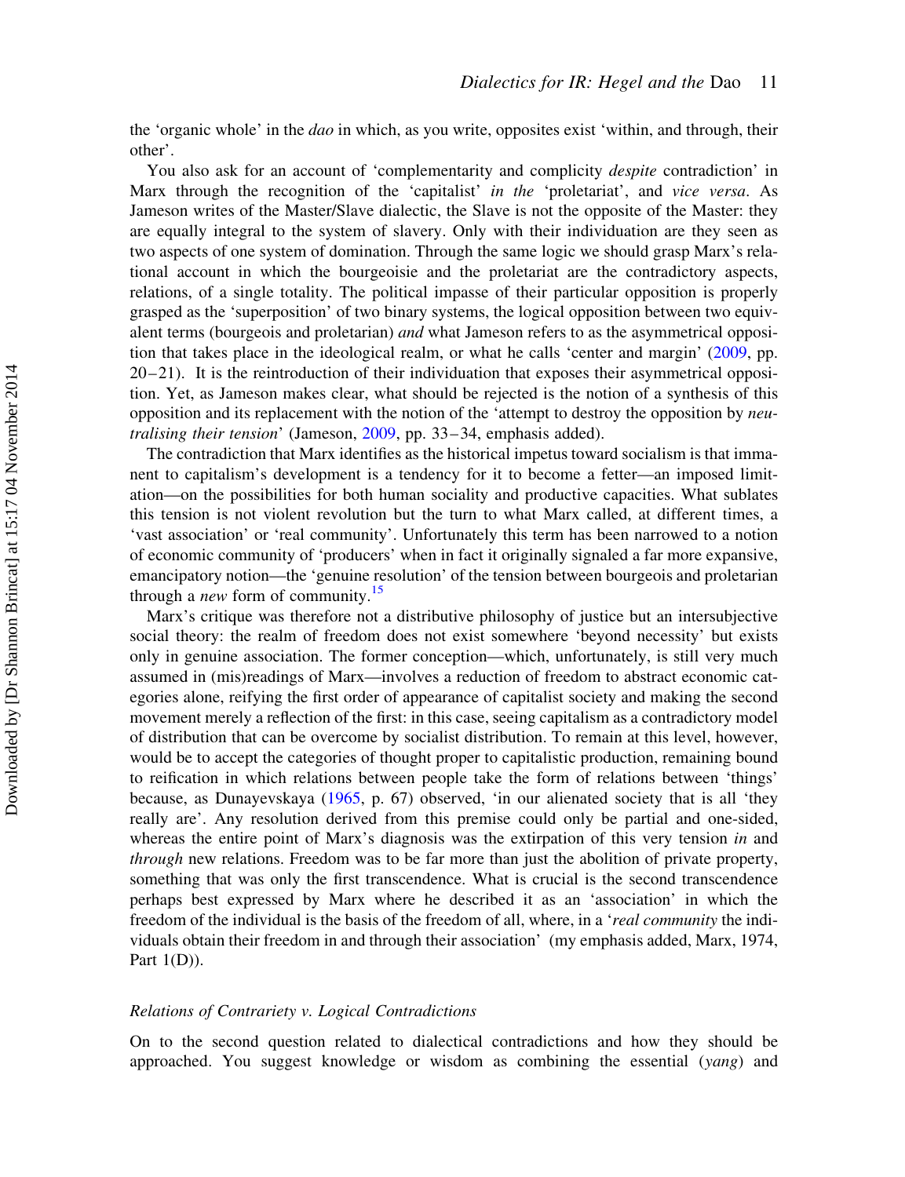the 'organic whole' in the *dao* in which, as you write, opposites exist 'within, and through, their other'.

You also ask for an account of 'complementarity and complicity *despite* contradiction' in Marx through the recognition of the 'capitalist' *in the* 'proletariat', and *vice versa*. As Jameson writes of the Master/Slave dialectic, the Slave is not the opposite of the Master: they are equally integral to the system of slavery. Only with their individuation are they seen as two aspects of one system of domination. Through the same logic we should grasp Marx's relational account in which the bourgeoisie and the proletariat are the contradictory aspects, relations, of a single totality. The political impasse of their particular opposition is properly grasped as the 'superposition' of two binary systems, the logical opposition between two equivalent terms (bourgeois and proletarian) *and* what Jameson refers to as the asymmetrical opposition that takes place in the ideological realm, or what he calls 'center and margin' (2009, pp. 20–21). It is the reintroduction of their individuation that exposes their asymmetrical opposition. Yet, as Jameson makes clear, what should be rejected is the notion of a synthesis of this opposition and its replacement with the notion of the 'attempt to destroy the opposition by *neutralising their tension*' (Jameson, 2009, pp. 33–34, emphasis added).

The contradiction that Marx identifies as the historical impetus toward socialism is that immanent to capitalism's development is a tendency for it to become a fetter—an imposed limitation—on the possibilities for both human sociality and productive capacities. What sublates this tension is not violent revolution but the turn to what Marx called, at different times, a 'vast association' or 'real community'. Unfortunately this term has been narrowed to a notion of economic community of 'producers' when in fact it originally signaled a far more expansive, emancipatory notion—the 'genuine resolution' of the tension between bourgeois and proletarian through a *new* form of community.[15]

Marx's critique was therefore not a distributive philosophy of justice but an intersubjective social theory: the realm of freedom does not exist somewhere 'beyond necessity' but exists only in genuine association. The former conception—which, unfortunately, is still very much assumed in (mis)readings of Marx—involves a reduction of freedom to abstract economic categories alone, reifying the first order of appearance of capitalist society and making the second movement merely a reflection of the first: in this case, seeing capitalism as a contradictory model of distribution that can be overcome by socialist distribution. To remain at this level, however, would be to accept the categories of thought proper to capitalistic production, remaining bound to reification in which relations between people take the form of relations between 'things' because, as Dunayevskaya (1965, p. 67) observed, 'in our alienated society that is all 'they really are'. Any resolution derived from this premise could only be partial and one-sided, whereas the entire point of Marx's diagnosis was the extirpation of this very tension *in* and *through* new relations. Freedom was to be far more than just the abolition of private property, something that was only the first transcendence. What is crucial is the second transcendence perhaps best expressed by Marx where he described it as an 'association' in which the freedom of the individual is the basis of the freedom of all, where, in a '*real community* the individuals obtain their freedom in and through their association' (my emphasis added, Marx, 1974, Part 1(D)).

### *Relations of Contrariety v. Logical Contradictions*

On to the second question related to dialectical contradictions and how they should be approached. You suggest knowledge or wisdom as combining the essential (*yang*) and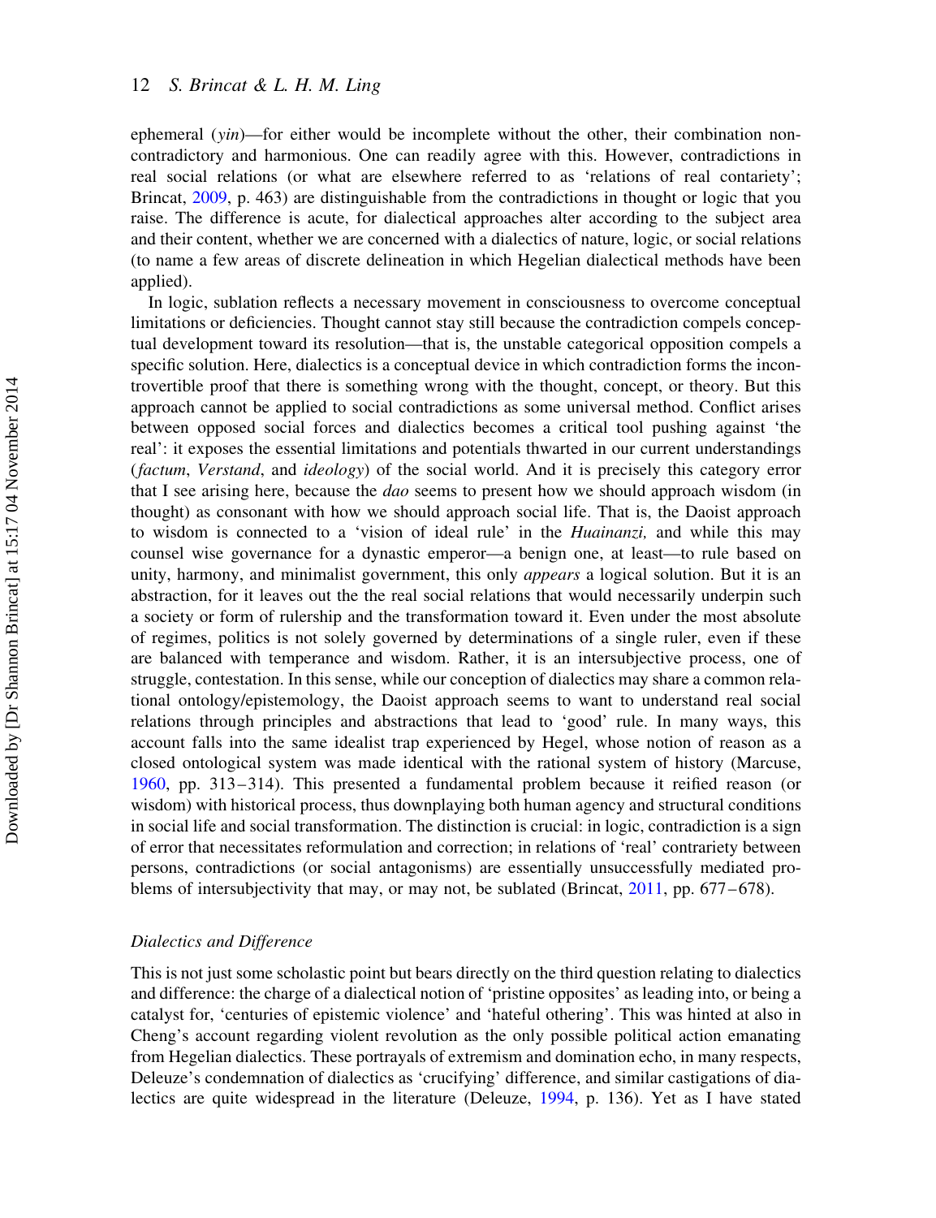ephemeral (*yin*)—for either would be incomplete without the other, their combination non-contradictory and harmonious. One can readily agree with this. However, contradictions in real social relations (or what are elsewhere referred to as 'relations of real contariety'; Brincat, 2009, p. 463) are distinguishable from the contradictions in thought or logic that you raise. The difference is acute, for dialectical approaches alter according to the subject area and their content, whether we are concerned with a dialectics of nature, logic, or social relations (to name a few areas of discrete delineation in which Hegelian dialectical methods have been applied).

In logic, sublation reflects a necessary movement in consciousness to overcome conceptual limitations or deficiencies. Thought cannot stay still because the contradiction compels conceptual development toward its resolution—that is, the unstable categorical opposition compels a specific solution. Here, dialectics is a conceptual device in which contradiction forms the incontrovertible proof that there is something wrong with the thought, concept, or theory. But this approach cannot be applied to social contradictions as some universal method. Conflict arises between opposed social forces and dialectics becomes a critical tool pushing against 'the real': it exposes the essential limitations and potentials thwarted in our current understandings (*factum*, *Verstand*, and *ideology*) of the social world. And it is precisely this category error that I see arising here, because the *dao* seems to present how we should approach wisdom (in thought) as consonant with how we should approach social life. That is, the Daoist approach to wisdom is connected to a 'vision of ideal rule' in the *Huainanzi,* and while this may counsel wise governance for a dynastic emperor—a benign one, at least—to rule based on unity, harmony, and minimalist government, this only *appears* a logical solution. But it is an abstraction, for it leaves out the the real social relations that would necessarily underpin such a society or form of rulership and the transformation toward it. Even under the most absolute of regimes, politics is not solely governed by determinations of a single ruler, even if these are balanced with temperance and wisdom. Rather, it is an intersubjective process, one of struggle, contestation. In this sense, while our conception of dialectics may share a common relational ontology/epistemology, the Daoist approach seems to want to understand real social relations through principles and abstractions that lead to 'good' rule. In many ways, this account falls into the same idealist trap experienced by Hegel, whose notion of reason as a closed ontological system was made identical with the rational system of history (Marcuse, 1960, pp. 313–314). This presented a fundamental problem because it reified reason (or wisdom) with historical process, thus downplaying both human agency and structural conditions in social life and social transformation. The distinction is crucial: in logic, contradiction is a sign of error that necessitates reformulation and correction; in relations of 'real' contrariety between persons, contradictions (or social antagonisms) are essentially unsuccessfully mediated problems of intersubjectivity that may, or may not, be sublated (Brincat, 2011, pp. 677–678).

### *Dialectics and Difference*

This is not just some scholastic point but bears directly on the third question relating to dialectics and difference: the charge of a dialectical notion of 'pristine opposites' as leading into, or being a catalyst for, 'centuries of epistemic violence' and 'hateful othering'. This was hinted at also in Cheng's account regarding violent revolution as the only possible political action emanating from Hegelian dialectics. These portrayals of extremism and domination echo, in many respects, Deleuze's condemnation of dialectics as 'crucifying' difference, and similar castigations of dialectics are quite widespread in the literature (Deleuze, 1994, p. 136). Yet as I have stated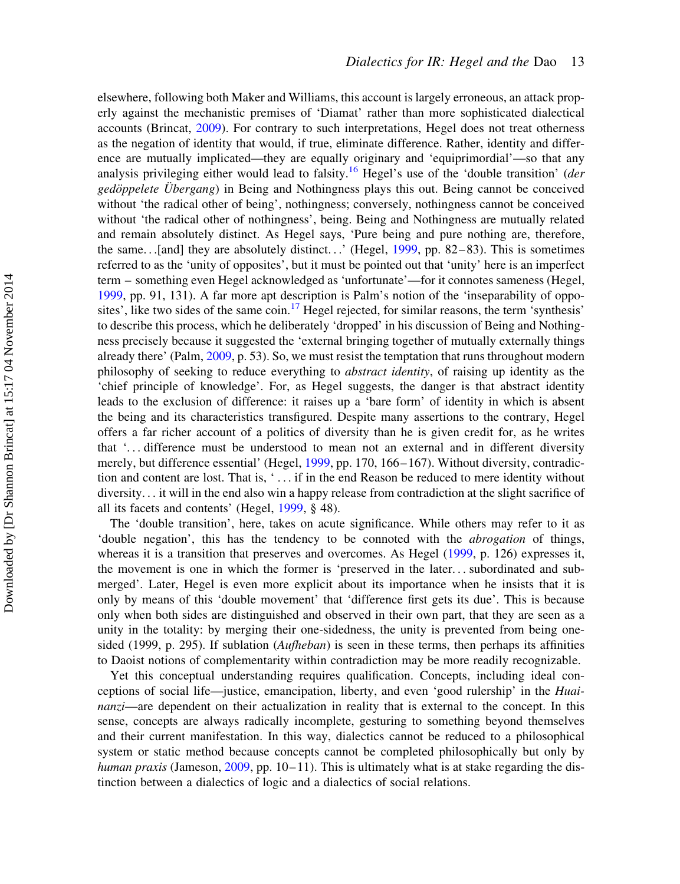elsewhere, following both Maker and Williams, this account is largely erroneous, an attack properly against the mechanistic premises of 'Diamat' rather than more sophisticated dialectical accounts (Brincat, 2009). For contrary to such interpretations, Hegel does not treat otherness as the negation of identity that would, if true, eliminate difference. Rather, identity and difference are mutually implicated—they are equally originary and 'equiprimordial'—so that any analysis privileging either would lead to falsity.[16] Hegel's use of the 'double transition' (*der gedöppelete Übergang*) in Being and Nothingness plays this out. Being cannot be conceived without 'the radical other of being', nothingness; conversely, nothingness cannot be conceived without 'the radical other of nothingness', being. Being and Nothingness are mutually related and remain absolutely distinct. As Hegel says, 'Pure being and pure nothing are, therefore, the same…[and] they are absolutely distinct…' (Hegel, 1999, pp. 82–83). This is sometimes referred to as the 'unity of opposites', but it must be pointed out that 'unity' here is an imperfect term – something even Hegel acknowledged as 'unfortunate'—for it connotes sameness (Hegel, 1999, pp. 91, 131). A far more apt description is Palm's notion of the 'inseparability of opposites', like two sides of the same coin.[17] Hegel rejected, for similar reasons, the term 'synthesis' to describe this process, which he deliberately 'dropped' in his discussion of Being and Nothingness precisely because it suggested the 'external bringing together of mutually externally things already there' (Palm, 2009, p. 53). So, we must resist the temptation that runs throughout modern philosophy of seeking to reduce everything to *abstract identity*, of raising up identity as the 'chief principle of knowledge'. For, as Hegel suggests, the danger is that abstract identity leads to the exclusion of difference: it raises up a 'bare form' of identity in which is absent the being and its characteristics transfigured. Despite many assertions to the contrary, Hegel offers a far richer account of a politics of diversity than he is given credit for, as he writes that '…difference must be understood to mean not an external and in different diversity merely, but difference essential' (Hegel, 1999, pp. 170, 166–167). Without diversity, contradiction and content are lost. That is, ' … if in the end Reason be reduced to mere identity without diversity… it will in the end also win a happy release from contradiction at the slight sacrifice of all its facets and contents' (Hegel, 1999, § 48).

The 'double transition', here, takes on acute significance. While others may refer to it as 'double negation', this has the tendency to be connoted with the *abrogation* of things, whereas it is a transition that preserves and overcomes. As Hegel (1999, p. 126) expresses it, the movement is one in which the former is 'preserved in the later… subordinated and submerged'. Later, Hegel is even more explicit about its importance when he insists that it is only by means of this 'double movement' that 'difference first gets its due'. This is because only when both sides are distinguished and observed in their own part, that they are seen as a unity in the totality: by merging their one-sidedness, the unity is prevented from being one-sided (1999, p. 295). If sublation (*Aufheban*) is seen in these terms, then perhaps its affinities to Daoist notions of complementarity within contradiction may be more readily recognizable.

Yet this conceptual understanding requires qualification. Concepts, including ideal conceptions of social life—justice, emancipation, liberty, and even 'good rulership' in the *Huainanzi*—are dependent on their actualization in reality that is external to the concept. In this sense, concepts are always radically incomplete, gesturing to something beyond themselves and their current manifestation. In this way, dialectics cannot be reduced to a philosophical system or static method because concepts cannot be completed philosophically but only by *human praxis* (Jameson, 2009, pp. 10–11). This is ultimately what is at stake regarding the distinction between a dialectics of logic and a dialectics of social relations.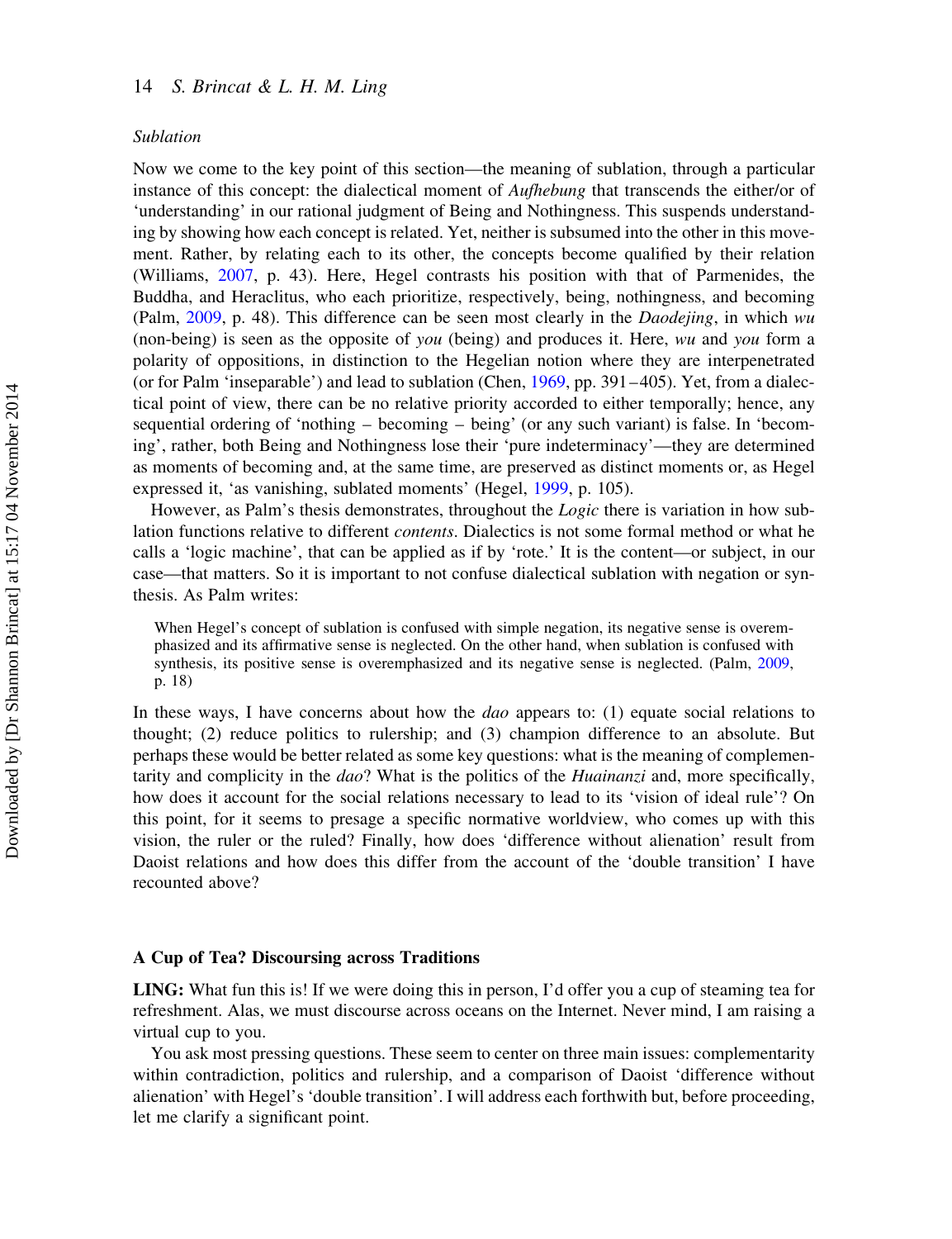### Sublation

Now we come to the key point of this section—the meaning of sublation, through a particular instance of this concept: the dialectical moment of *Aufhebung* that transcends the either/or of 'understanding' in our rational judgment of Being and Nothingness. This suspends understanding by showing how each concept is related. Yet, neither is subsumed into the other in this movement. Rather, by relating each to its other, the concepts become qualified by their relation (Williams, 2007, p. 43). Here, Hegel contrasts his position with that of Parmenides, the Buddha, and Heraclitus, who each prioritize, respectively, being, nothingness, and becoming (Palm, 2009, p. 48). This difference can be seen most clearly in the *Daodejing*, in which *wu* (non-being) is seen as the opposite of *you* (being) and produces it. Here, *wu* and *you* form a polarity of oppositions, in distinction to the Hegelian notion where they are interpenetrated (or for Palm 'inseparable') and lead to sublation (Chen, 1969, pp. 391–405). Yet, from a dialectical point of view, there can be no relative priority accorded to either temporally; hence, any sequential ordering of 'nothing – becoming – being' (or any such variant) is false. In 'becoming', rather, both Being and Nothingness lose their 'pure indeterminacy'—they are determined as moments of becoming and, at the same time, are preserved as distinct moments or, as Hegel expressed it, 'as vanishing, sublated moments' (Hegel, 1999, p. 105).

However, as Palm's thesis demonstrates, throughout the *Logic* there is variation in how sublation functions relative to different *contents*. Dialectics is not some formal method or what he calls a 'logic machine', that can be applied as if by 'rote.' It is the content—or subject, in our case—that matters. So it is important to not confuse dialectical sublation with negation or synthesis. As Palm writes:

> When Hegel's concept of sublation is confused with simple negation, its negative sense is overemphasized and its affirmative sense is neglected. On the other hand, when sublation is confused with synthesis, its positive sense is overemphasized and its negative sense is neglected. (Palm, 2009, p. 18)

In these ways, I have concerns about how the *dao* appears to: (1) equate social relations to thought; (2) reduce politics to rulership; and (3) champion difference to an absolute. But perhaps these would be better related as some key questions: what is the meaning of complementarity and complicity in the *dao*? What is the politics of the *Huainanzi* and, more specifically, how does it account for the social relations necessary to lead to its 'vision of ideal rule'? On this point, for it seems to presage a specific normative worldview, who comes up with this vision, the ruler or the ruled? Finally, how does 'difference without alienation' result from Daoist relations and how does this differ from the account of the 'double transition' I have recounted above?

## A Cup of Tea? Discoursing across Traditions

**LING:** What fun this is! If we were doing this in person, I'd offer you a cup of steaming tea for refreshment. Alas, we must discourse across oceans on the Internet. Never mind, I am raising a virtual cup to you.

You ask most pressing questions. These seem to center on three main issues: complementarity within contradiction, politics and rulership, and a comparison of Daoist 'difference without alienation' with Hegel's 'double transition'. I will address each forthwith but, before proceeding, let me clarify a significant point.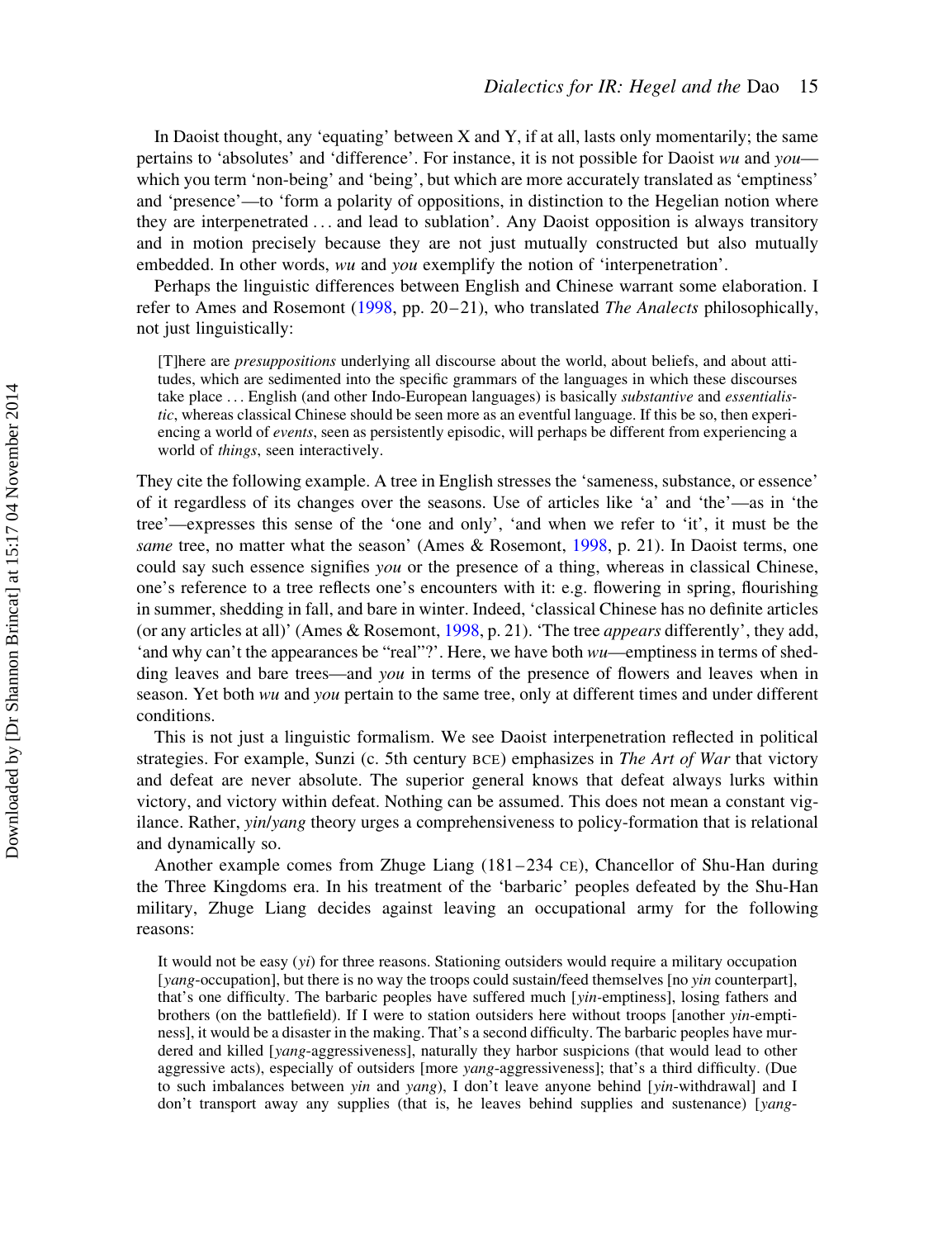In Daoist thought, any 'equating' between X and Y, if at all, lasts only momentarily; the same pertains to 'absolutes' and 'difference'. For instance, it is not possible for Daoist *wu* and *you*—which you term 'non-being' and 'being', but which are more accurately translated as 'emptiness' and 'presence'—to 'form a polarity of oppositions, in distinction to the Hegelian notion where they are interpenetrated … and lead to sublation'. Any Daoist opposition is always transitory and in motion precisely because they are not just mutually constructed but also mutually embedded. In other words, *wu* and *you* exemplify the notion of 'interpenetration'.

Perhaps the linguistic differences between English and Chinese warrant some elaboration. I refer to Ames and Rosemont (1998, pp. 20–21), who translated *The Analects* philosophically, not just linguistically:

> [T]here are *presuppositions* underlying all discourse about the world, about beliefs, and about attitudes, which are sedimented into the specific grammars of the languages in which these discourses take place … English (and other Indo-European languages) is basically *substantive* and *essentialistic*, whereas classical Chinese should be seen more as an eventful language. If this be so, then experiencing a world of *events*, seen as persistently episodic, will perhaps be different from experiencing a world of *things*, seen interactively.

They cite the following example. A tree in English stresses the 'sameness, substance, or essence' of it regardless of its changes over the seasons. Use of articles like 'a' and 'the'—as in 'the tree'—expresses this sense of the 'one and only', 'and when we refer to 'it', it must be the *same* tree, no matter what the season' (Ames & Rosemont, 1998, p. 21). In Daoist terms, one could say such essence signifies *you* or the presence of a thing, whereas in classical Chinese, one's reference to a tree reflects one's encounters with it: e.g. flowering in spring, flourishing in summer, shedding in fall, and bare in winter. Indeed, 'classical Chinese has no definite articles (or any articles at all)' (Ames & Rosemont, 1998, p. 21). 'The tree *appears* differently', they add, 'and why can't the appearances be "real"?'. Here, we have both *wu*—emptiness in terms of shedding leaves and bare trees—and *you* in terms of the presence of flowers and leaves when in season. Yet both *wu* and *you* pertain to the same tree, only at different times and under different conditions.

This is not just a linguistic formalism. We see Daoist interpenetration reflected in political strategies. For example, Sunzi (c. 5th century BCE) emphasizes in *The Art of War* that victory and defeat are never absolute. The superior general knows that defeat always lurks within victory, and victory within defeat. Nothing can be assumed. This does not mean a constant vigilance. Rather, *yin*/*yang* theory urges a comprehensiveness to policy-formation that is relational and dynamically so.

Another example comes from Zhuge Liang (181–234 CE), Chancellor of Shu-Han during the Three Kingdoms era. In his treatment of the 'barbaric' peoples defeated by the Shu-Han military, Zhuge Liang decides against leaving an occupational army for the following reasons:

> It would not be easy (*yi*) for three reasons. Stationing outsiders would require a military occupation [*yang*-occupation], but there is no way the troops could sustain/feed themselves [no *yin* counterpart], that's one difficulty. The barbaric peoples have suffered much [*yin*-emptiness], losing fathers and brothers (on the battlefield). If I were to station outsiders here without troops [another *yin*-emptiness], it would be a disaster in the making. That's a second difficulty. The barbaric peoples have murdered and killed [*yang*-aggressiveness], naturally they harbor suspicions (that would lead to other aggressive acts), especially of outsiders [more *yang*-aggressiveness]; that's a third difficulty. (Due to such imbalances between *yin* and *yang*), I don't leave anyone behind [*yin*-withdrawal] and I don't transport away any supplies (that is, he leaves behind supplies and sustenance) [*yang*-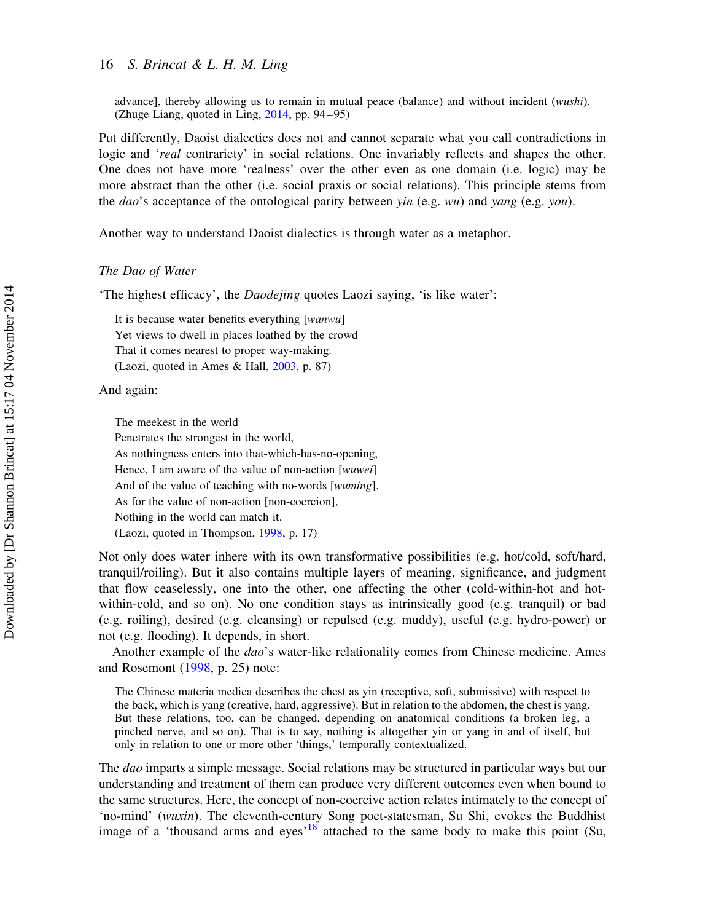> advance], thereby allowing us to remain in mutual peace (balance) and without incident (*wushi*). (Zhuge Liang, quoted in Ling, 2014, pp. 94–95)

Put differently, Daoist dialectics does not and cannot separate what you call contradictions in logic and '*real* contrariety' in social relations. One invariably reflects and shapes the other. One does not have more 'realness' over the other even as one domain (i.e. logic) may be more abstract than the other (i.e. social praxis or social relations). This principle stems from the *dao*'s acceptance of the ontological parity between *yin* (e.g. *wu*) and *yang* (e.g. *you*).

Another way to understand Daoist dialectics is through water as a metaphor.

### *The Dao of Water*

'The highest efficacy', the *Daodejing* quotes Laozi saying, 'is like water':

> It is because water benefits everything [*wanwu*]
> Yet views to dwell in places loathed by the crowd
> That it comes nearest to proper way-making.
> (Laozi, quoted in Ames & Hall, 2003, p. 87)

And again:

> The meekest in the world
> Penetrates the strongest in the world,
> As nothingness enters into that-which-has-no-opening,
> Hence, I am aware of the value of non-action [*wuwei*]
> And of the value of teaching with no-words [*wuming*].
> As for the value of non-action [non-coercion],
> Nothing in the world can match it.
> (Laozi, quoted in Thompson, 1998, p. 17)

Not only does water inhere with its own transformative possibilities (e.g. hot/cold, soft/hard, tranquil/roiling). But it also contains multiple layers of meaning, significance, and judgment that flow ceaselessly, one into the other, one affecting the other (cold-within-hot and hot-within-cold, and so on). No one condition stays as intrinsically good (e.g. tranquil) or bad (e.g. roiling), desired (e.g. cleansing) or repulsed (e.g. muddy), useful (e.g. hydro-power) or not (e.g. flooding). It depends, in short.

Another example of the *dao*'s water-like relationality comes from Chinese medicine. Ames and Rosemont (1998, p. 25) note:

> The Chinese materia medica describes the chest as yin (receptive, soft, submissive) with respect to the back, which is yang (creative, hard, aggressive). But in relation to the abdomen, the chest is yang. But these relations, too, can be changed, depending on anatomical conditions (a broken leg, a pinched nerve, and so on). That is to say, nothing is altogether yin or yang in and of itself, but only in relation to one or more other 'things,' temporally contextualized.

The *dao* imparts a simple message. Social relations may be structured in particular ways but our understanding and treatment of them can produce very different outcomes even when bound to the same structures. Here, the concept of non-coercive action relates intimately to the concept of 'no-mind' (*wuxin*). The eleventh-century Song poet-statesman, Su Shi, evokes the Buddhist image of a 'thousand arms and eyes'[18] attached to the same body to make this point (Su,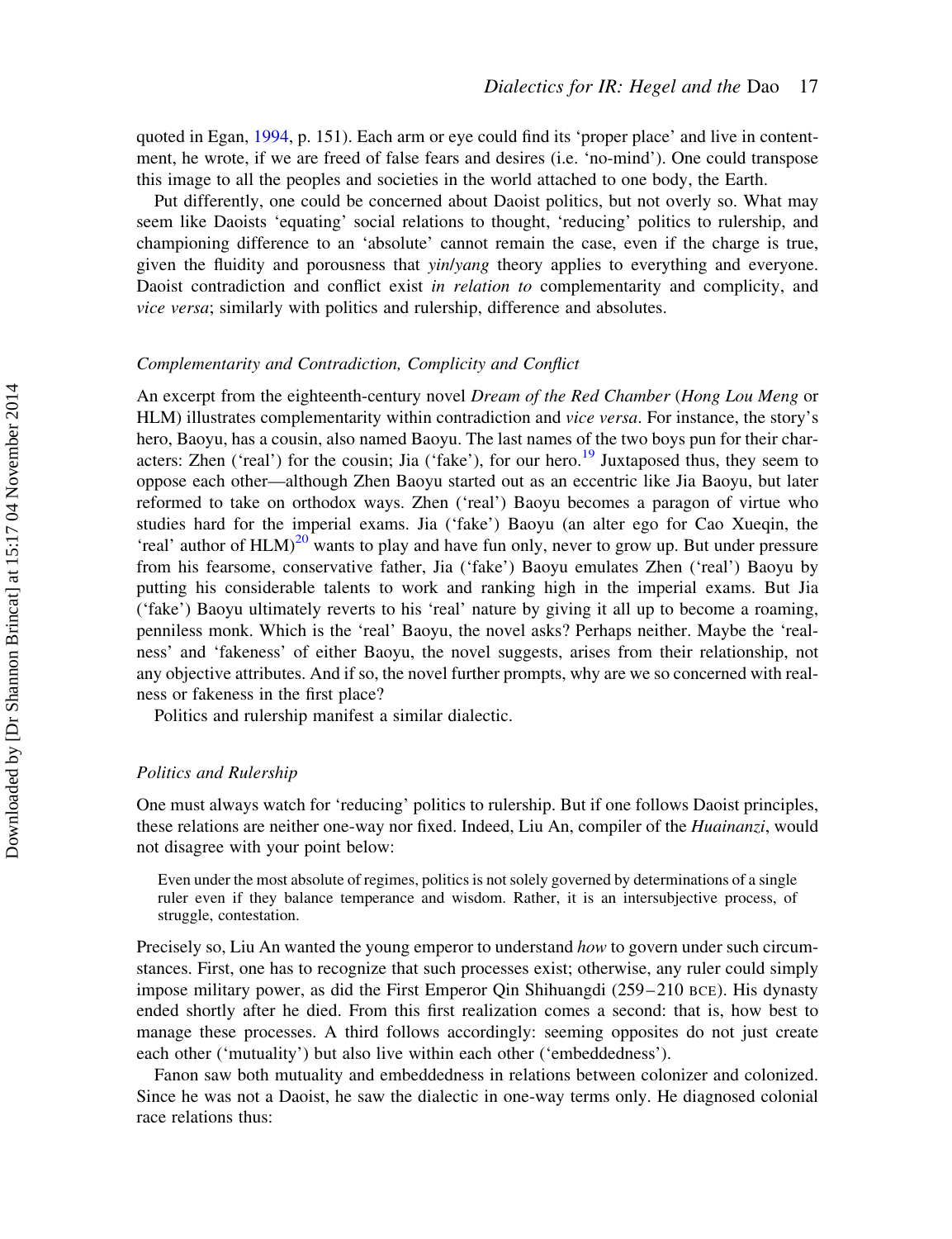quoted in Egan, 1994, p. 151). Each arm or eye could find its 'proper place' and live in contentment, he wrote, if we are freed of false fears and desires (i.e. 'no-mind'). One could transpose this image to all the peoples and societies in the world attached to one body, the Earth.

Put differently, one could be concerned about Daoist politics, but not overly so. What may seem like Daoists 'equating' social relations to thought, 'reducing' politics to rulership, and championing difference to an 'absolute' cannot remain the case, even if the charge is true, given the fluidity and porousness that *yin/yang* theory applies to everything and everyone. Daoist contradiction and conflict exist *in relation to* complementarity and complicity, and *vice versa*; similarly with politics and rulership, difference and absolutes.

### *Complementarity and Contradiction, Complicity and Conflict*

An excerpt from the eighteenth-century novel *Dream of the Red Chamber* (*Hong Lou Meng* or HLM) illustrates complementarity within contradiction and *vice versa*. For instance, the story's hero, Baoyu, has a cousin, also named Baoyu. The last names of the two boys pun for their characters: Zhen ('real') for the cousin; Jia ('fake'), for our hero.[19] Juxtaposed thus, they seem to oppose each other—although Zhen Baoyu started out as an eccentric like Jia Baoyu, but later reformed to take on orthodox ways. Zhen ('real') Baoyu becomes a paragon of virtue who studies hard for the imperial exams. Jia ('fake') Baoyu (an alter ego for Cao Xueqin, the 'real' author of HLM)[20] wants to play and have fun only, never to grow up. But under pressure from his fearsome, conservative father, Jia ('fake') Baoyu emulates Zhen ('real') Baoyu by putting his considerable talents to work and ranking high in the imperial exams. But Jia ('fake') Baoyu ultimately reverts to his 'real' nature by giving it all up to become a roaming, penniless monk. Which is the 'real' Baoyu, the novel asks? Perhaps neither. Maybe the 'realness' and 'fakeness' of either Baoyu, the novel suggests, arises from their relationship, not any objective attributes. And if so, the novel further prompts, why are we so concerned with realness or fakeness in the first place?

Politics and rulership manifest a similar dialectic.

### *Politics and Rulership*

One must always watch for 'reducing' politics to rulership. But if one follows Daoist principles, these relations are neither one-way nor fixed. Indeed, Liu An, compiler of the *Huainanzi*, would not disagree with your point below:

> Even under the most absolute of regimes, politics is not solely governed by determinations of a single ruler even if they balance temperance and wisdom. Rather, it is an intersubjective process, of struggle, contestation.

Precisely so, Liu An wanted the young emperor to understand *how* to govern under such circumstances. First, one has to recognize that such processes exist; otherwise, any ruler could simply impose military power, as did the First Emperor Qin Shihuangdi (259–210 BCE). His dynasty ended shortly after he died. From this first realization comes a second: that is, how best to manage these processes. A third follows accordingly: seeming opposites do not just create each other ('mutuality') but also live within each other ('embeddedness').

Fanon saw both mutuality and embeddedness in relations between colonizer and colonized. Since he was not a Daoist, he saw the dialectic in one-way terms only. He diagnosed colonial race relations thus: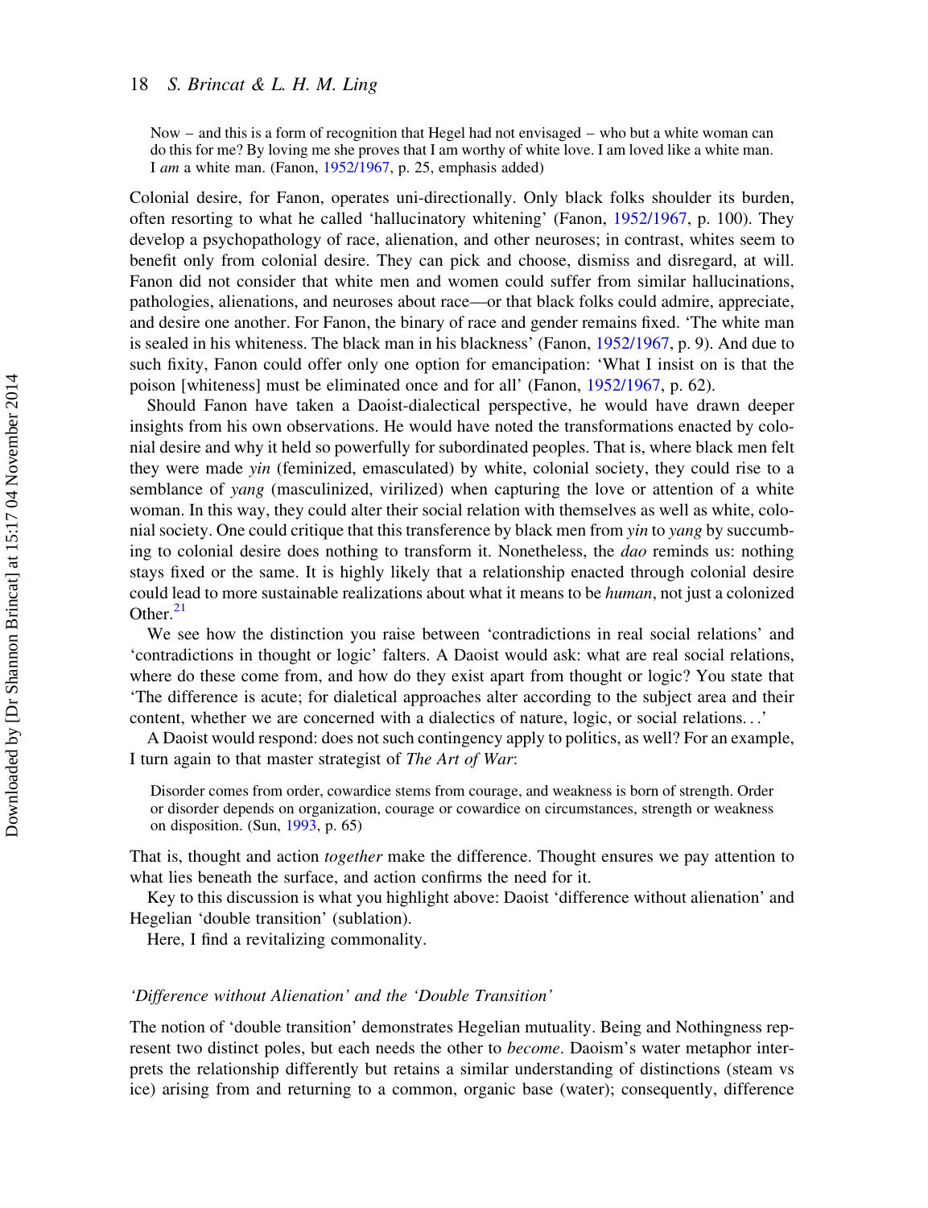> Now – and this is a form of recognition that Hegel had not envisaged – who but a white woman can do this for me? By loving me she proves that I am worthy of white love. I am loved like a white man. I *am* a white man. (Fanon, 1952/1967, p. 25, emphasis added)

Colonial desire, for Fanon, operates uni-directionally. Only black folks shoulder its burden, often resorting to what he called 'hallucinatory whitening' (Fanon, 1952/1967, p. 100). They develop a psychopathology of race, alienation, and other neuroses; in contrast, whites seem to benefit only from colonial desire. They can pick and choose, dismiss and disregard, at will. Fanon did not consider that white men and women could suffer from similar hallucinations, pathologies, alienations, and neuroses about race—or that black folks could admire, appreciate, and desire one another. For Fanon, the binary of race and gender remains fixed. 'The white man is sealed in his whiteness. The black man in his blackness' (Fanon, 1952/1967, p. 9). And due to such fixity, Fanon could offer only one option for emancipation: 'What I insist on is that the poison [whiteness] must be eliminated once and for all' (Fanon, 1952/1967, p. 62).

Should Fanon have taken a Daoist-dialectical perspective, he would have drawn deeper insights from his own observations. He would have noted the transformations enacted by colonial desire and why it held so powerfully for subordinated peoples. That is, where black men felt they were made *yin* (feminized, emasculated) by white, colonial society, they could rise to a semblance of *yang* (masculinized, virilized) when capturing the love or attention of a white woman. In this way, they could alter their social relation with themselves as well as white, colonial society. One could critique that this transference by black men from *yin* to *yang* by succumbing to colonial desire does nothing to transform it. Nonetheless, the *dao* reminds us: nothing stays fixed or the same. It is highly likely that a relationship enacted through colonial desire could lead to more sustainable realizations about what it means to be *human*, not just a colonized Other.[21]

We see how the distinction you raise between 'contradictions in real social relations' and 'contradictions in thought or logic' falters. A Daoist would ask: what are real social relations, where do these come from, and how do they exist apart from thought or logic? You state that 'The difference is acute; for dialetical approaches alter according to the subject area and their content, whether we are concerned with a dialectics of nature, logic, or social relations…'

A Daoist would respond: does not such contingency apply to politics, as well? For an example, I turn again to that master strategist of *The Art of War*:

> Disorder comes from order, cowardice stems from courage, and weakness is born of strength. Order or disorder depends on organization, courage or cowardice on circumstances, strength or weakness on disposition. (Sun, 1993, p. 65)

That is, thought and action *together* make the difference. Thought ensures we pay attention to what lies beneath the surface, and action confirms the need for it.

Key to this discussion is what you highlight above: Daoist 'difference without alienation' and Hegelian 'double transition' (sublation).

Here, I find a revitalizing commonality.

### *'Difference without Alienation' and the 'Double Transition'*

The notion of 'double transition' demonstrates Hegelian mutuality. Being and Nothingness represent two distinct poles, but each needs the other to *become*. Daoism's water metaphor interprets the relationship differently but retains a similar understanding of distinctions (steam vs ice) arising from and returning to a common, organic base (water); consequently, difference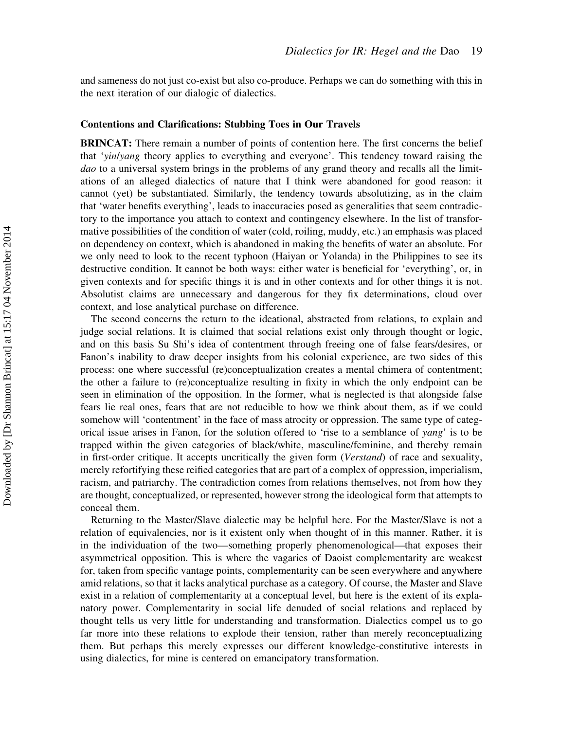and sameness do not just co-exist but also co-produce. Perhaps we can do something with this in the next iteration of our dialogic of dialectics.

### Contentions and Clarifications: Stubbing Toes in Our Travels

**BRINCAT:** There remain a number of points of contention here. The first concerns the belief that '*yin*/*yang* theory applies to everything and everyone'. This tendency toward raising the *dao* to a universal system brings in the problems of any grand theory and recalls all the limitations of an alleged dialectics of nature that I think were abandoned for good reason: it cannot (yet) be substantiated. Similarly, the tendency towards absolutizing, as in the claim that 'water benefits everything', leads to inaccuracies posed as generalities that seem contradictory to the importance you attach to context and contingency elsewhere. In the list of transformative possibilities of the condition of water (cold, roiling, muddy, etc.) an emphasis was placed on dependency on context, which is abandoned in making the benefits of water an absolute. For we only need to look to the recent typhoon (Haiyan or Yolanda) in the Philippines to see its destructive condition. It cannot be both ways: either water is beneficial for 'everything', or, in given contexts and for specific things it is and in other contexts and for other things it is not. Absolutist claims are unnecessary and dangerous for they fix determinations, cloud over context, and lose analytical purchase on difference.

The second concerns the return to the ideational, abstracted from relations, to explain and judge social relations. It is claimed that social relations exist only through thought or logic, and on this basis Su Shi's idea of contentment through freeing one of false fears/desires, or Fanon's inability to draw deeper insights from his colonial experience, are two sides of this process: one where successful (re)conceptualization creates a mental chimera of contentment; the other a failure to (re)conceptualize resulting in fixity in which the only endpoint can be seen in elimination of the opposition. In the former, what is neglected is that alongside false fears lie real ones, fears that are not reducible to how we think about them, as if we could somehow will 'contentment' in the face of mass atrocity or oppression. The same type of categorical issue arises in Fanon, for the solution offered to 'rise to a semblance of *yang*' is to be trapped within the given categories of black/white, masculine/feminine, and thereby remain in first-order critique. It accepts uncritically the given form (*Verstand*) of race and sexuality, merely refortifying these reified categories that are part of a complex of oppression, imperialism, racism, and patriarchy. The contradiction comes from relations themselves, not from how they are thought, conceptualized, or represented, however strong the ideological form that attempts to conceal them.

Returning to the Master/Slave dialectic may be helpful here. For the Master/Slave is not a relation of equivalencies, nor is it existent only when thought of in this manner. Rather, it is in the individuation of the two—something properly phenomenological—that exposes their asymmetrical opposition. This is where the vagaries of Daoist complementarity are weakest for, taken from specific vantage points, complementarity can be seen everywhere and anywhere amid relations, so that it lacks analytical purchase as a category. Of course, the Master and Slave exist in a relation of complementarity at a conceptual level, but here is the extent of its explanatory power. Complementarity in social life denuded of social relations and replaced by thought tells us very little for understanding and transformation. Dialectics compel us to go far more into these relations to explode their tension, rather than merely reconceptualizing them. But perhaps this merely expresses our different knowledge-constitutive interests in using dialectics, for mine is centered on emancipatory transformation.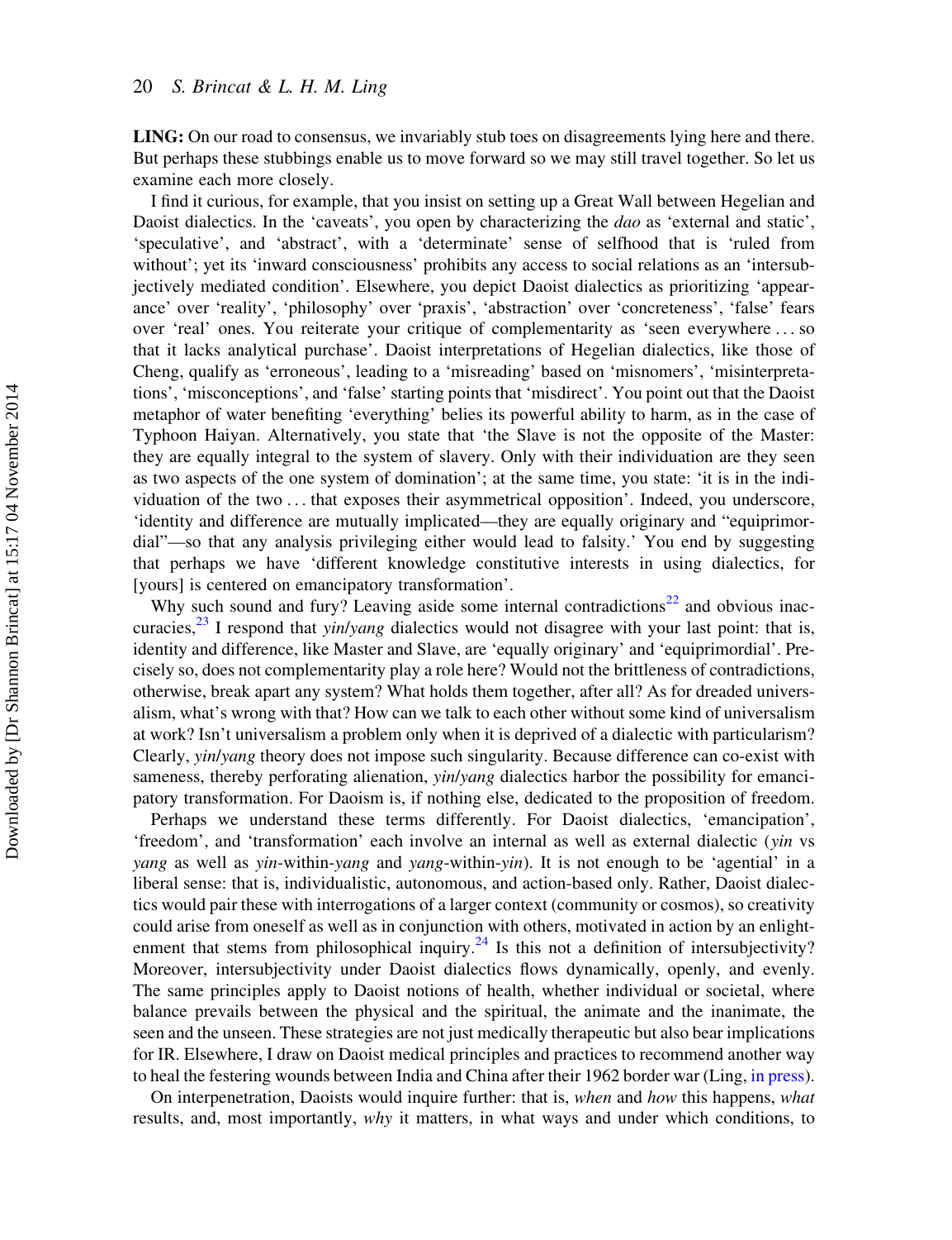**LING:** On our road to consensus, we invariably stub toes on disagreements lying here and there. But perhaps these stubbings enable us to move forward so we may still travel together. So let us examine each more closely.

I find it curious, for example, that you insist on setting up a Great Wall between Hegelian and Daoist dialectics. In the 'caveats', you open by characterizing the *dao* as 'external and static', 'speculative', and 'abstract', with a 'determinate' sense of selfhood that is 'ruled from without'; yet its 'inward consciousness' prohibits any access to social relations as an 'intersubjectively mediated condition'. Elsewhere, you depict Daoist dialectics as prioritizing 'appearance' over 'reality', 'philosophy' over 'praxis', 'abstraction' over 'concreteness', 'false' fears over 'real' ones. You reiterate your critique of complementarity as 'seen everywhere ... so that it lacks analytical purchase'. Daoist interpretations of Hegelian dialectics, like those of Cheng, qualify as 'erroneous', leading to a 'misreading' based on 'misnomers', 'misinterpretations', 'misconceptions', and 'false' starting points that 'misdirect'. You point out that the Daoist metaphor of water benefiting 'everything' belies its powerful ability to harm, as in the case of Typhoon Haiyan. Alternatively, you state that 'the Slave is not the opposite of the Master: they are equally integral to the system of slavery. Only with their individuation are they seen as two aspects of the one system of domination'; at the same time, you state: 'it is in the individuation of the two ... that exposes their asymmetrical opposition'. Indeed, you underscore, 'identity and difference are mutually implicated—they are equally originary and "equiprimordial"—so that any analysis privileging either would lead to falsity.' You end by suggesting that perhaps we have 'different knowledge constitutive interests in using dialectics, for [yours] is centered on emancipatory transformation'.

Why such sound and fury? Leaving aside some internal contradictions[22] and obvious inaccuracies,[23] I respond that *yin/yang* dialectics would not disagree with your last point: that is, identity and difference, like Master and Slave, are 'equally originary' and 'equiprimordial'. Precisely so, does not complementarity play a role here? Would not the brittleness of contradictions, otherwise, break apart any system? What holds them together, after all? As for dreaded universalism, what's wrong with that? How can we talk to each other without some kind of universalism at work? Isn't universalism a problem only when it is deprived of a dialectic with particularism? Clearly, *yin/yang* theory does not impose such singularity. Because difference can co-exist with sameness, thereby perforating alienation, *yin/yang* dialectics harbor the possibility for emancipatory transformation. For Daoism is, if nothing else, dedicated to the proposition of freedom.

Perhaps we understand these terms differently. For Daoist dialectics, 'emancipation', 'freedom', and 'transformation' each involve an internal as well as external dialectic (*yin* vs *yang* as well as *yin*-within-*yang* and *yang*-within-*yin*). It is not enough to be 'agential' in a liberal sense: that is, individualistic, autonomous, and action-based only. Rather, Daoist dialectics would pair these with interrogations of a larger context (community or cosmos), so creativity could arise from oneself as well as in conjunction with others, motivated in action by an enlightenment that stems from philosophical inquiry.[24] Is this not a definition of intersubjectivity? Moreover, intersubjectivity under Daoist dialectics flows dynamically, openly, and evenly. The same principles apply to Daoist notions of health, whether individual or societal, where balance prevails between the physical and the spiritual, the animate and the inanimate, the seen and the unseen. These strategies are not just medically therapeutic but also bear implications for IR. Elsewhere, I draw on Daoist medical principles and practices to recommend another way to heal the festering wounds between India and China after their 1962 border war (Ling, in press).

On interpenetration, Daoists would inquire further: that is, *when* and *how* this happens, *what* results, and, most importantly, *why* it matters, in what ways and under which conditions, to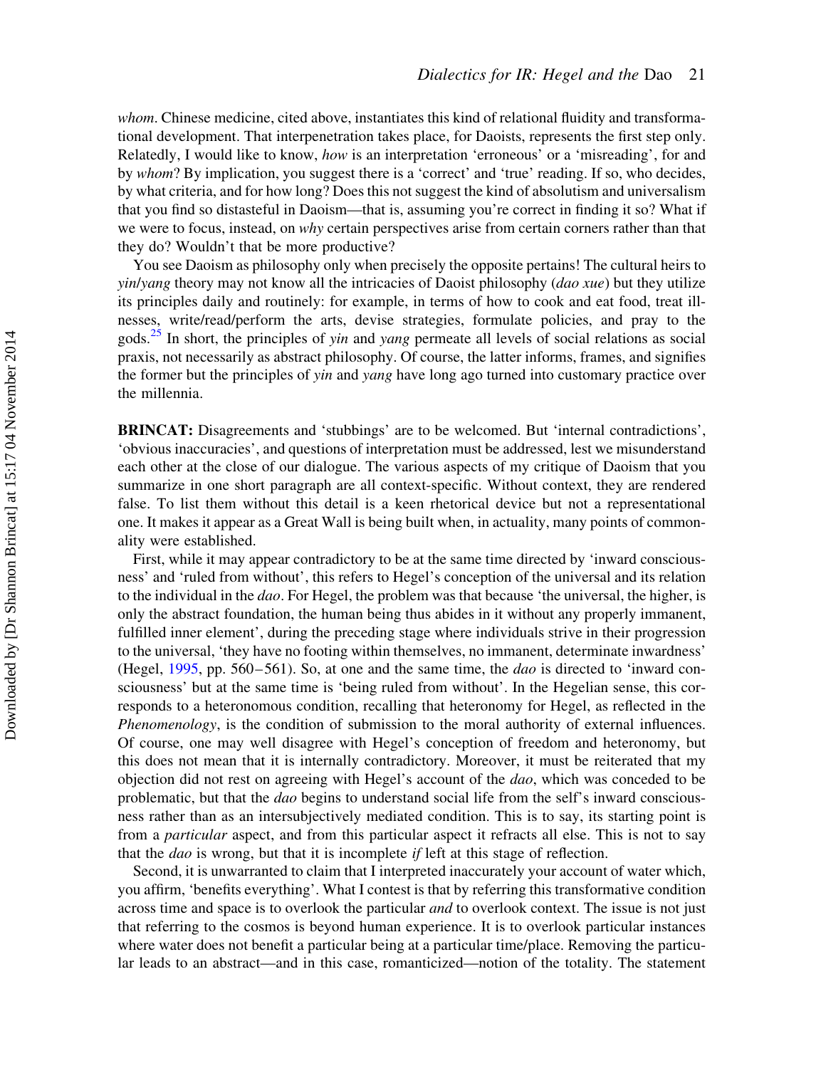*whom*. Chinese medicine, cited above, instantiates this kind of relational fluidity and transformational development. That interpenetration takes place, for Daoists, represents the first step only. Relatedly, I would like to know, *how* is an interpretation 'erroneous' or a 'misreading', for and by *whom*? By implication, you suggest there is a 'correct' and 'true' reading. If so, who decides, by what criteria, and for how long? Does this not suggest the kind of absolutism and universalism that you find so distasteful in Daoism—that is, assuming you're correct in finding it so? What if we were to focus, instead, on *why* certain perspectives arise from certain corners rather than that they do? Wouldn't that be more productive?

You see Daoism as philosophy only when precisely the opposite pertains! The cultural heirs to *yin*/*yang* theory may not know all the intricacies of Daoist philosophy (*dao xue*) but they utilize its principles daily and routinely: for example, in terms of how to cook and eat food, treat illnesses, write/read/perform the arts, devise strategies, formulate policies, and pray to the gods.[25] In short, the principles of *yin* and *yang* permeate all levels of social relations as social praxis, not necessarily as abstract philosophy. Of course, the latter informs, frames, and signifies the former but the principles of *yin* and *yang* have long ago turned into customary practice over the millennia.

**BRINCAT:** Disagreements and 'stubbings' are to be welcomed. But 'internal contradictions', 'obvious inaccuracies', and questions of interpretation must be addressed, lest we misunderstand each other at the close of our dialogue. The various aspects of my critique of Daoism that you summarize in one short paragraph are all context-specific. Without context, they are rendered false. To list them without this detail is a keen rhetorical device but not a representational one. It makes it appear as a Great Wall is being built when, in actuality, many points of commonality were established.

First, while it may appear contradictory to be at the same time directed by 'inward consciousness' and 'ruled from without', this refers to Hegel's conception of the universal and its relation to the individual in the *dao*. For Hegel, the problem was that because 'the universal, the higher, is only the abstract foundation, the human being thus abides in it without any properly immanent, fulfilled inner element', during the preceding stage where individuals strive in their progression to the universal, 'they have no footing within themselves, no immanent, determinate inwardness' (Hegel, 1995, pp. 560–561). So, at one and the same time, the *dao* is directed to 'inward consciousness' but at the same time is 'being ruled from without'. In the Hegelian sense, this corresponds to a heteronomous condition, recalling that heteronomy for Hegel, as reflected in the *Phenomenology*, is the condition of submission to the moral authority of external influences. Of course, one may well disagree with Hegel's conception of freedom and heteronomy, but this does not mean that it is internally contradictory. Moreover, it must be reiterated that my objection did not rest on agreeing with Hegel's account of the *dao*, which was conceded to be problematic, but that the *dao* begins to understand social life from the self's inward consciousness rather than as an intersubjectively mediated condition. This is to say, its starting point is from a *particular* aspect, and from this particular aspect it refracts all else. This is not to say that the *dao* is wrong, but that it is incomplete *if* left at this stage of reflection.

Second, it is unwarranted to claim that I interpreted inaccurately your account of water which, you affirm, 'benefits everything'. What I contest is that by referring this transformative condition across time and space is to overlook the particular *and* to overlook context. The issue is not just that referring to the cosmos is beyond human experience. It is to overlook particular instances where water does not benefit a particular being at a particular time/place. Removing the particular leads to an abstract—and in this case, romanticized—notion of the totality. The statement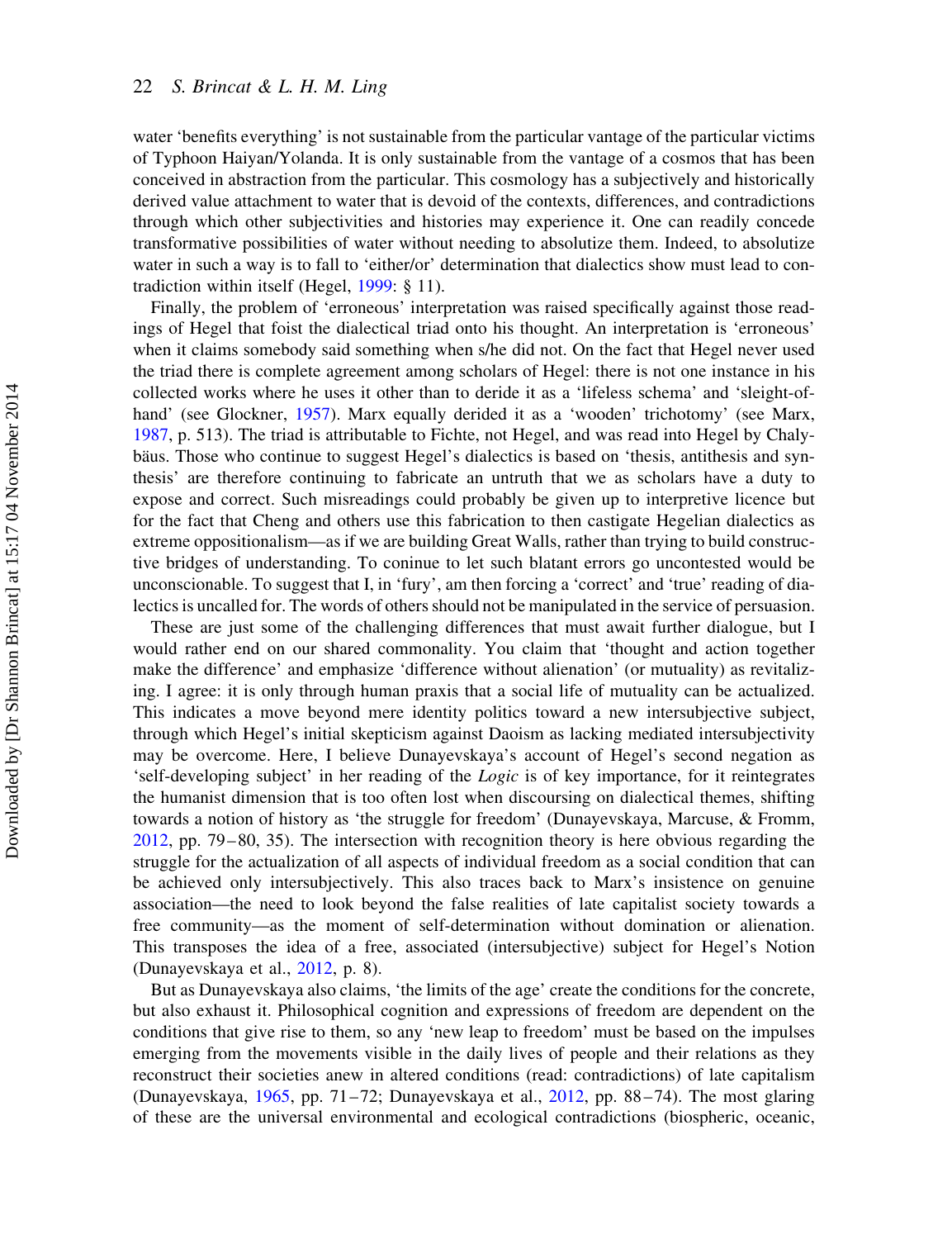water 'benefits everything' is not sustainable from the particular vantage of the particular victims of Typhoon Haiyan/Yolanda. It is only sustainable from the vantage of a cosmos that has been conceived in abstraction from the particular. This cosmology has a subjectively and historically derived value attachment to water that is devoid of the contexts, differences, and contradictions through which other subjectivities and histories may experience it. One can readily concede transformative possibilities of water without needing to absolutize them. Indeed, to absolutize water in such a way is to fall to 'either/or' determination that dialectics show must lead to contradiction within itself (Hegel, 1999: § 11).

Finally, the problem of 'erroneous' interpretation was raised specifically against those readings of Hegel that foist the dialectical triad onto his thought. An interpretation is 'erroneous' when it claims somebody said something when s/he did not. On the fact that Hegel never used the triad there is complete agreement among scholars of Hegel: there is not one instance in his collected works where he uses it other than to deride it as a 'lifeless schema' and 'sleight-of-hand' (see Glockner, 1957). Marx equally derided it as a 'wooden' trichotomy' (see Marx, 1987, p. 513). The triad is attributable to Fichte, not Hegel, and was read into Hegel by Chalybäus. Those who continue to suggest Hegel's dialectics is based on 'thesis, antithesis and synthesis' are therefore continuing to fabricate an untruth that we as scholars have a duty to expose and correct. Such misreadings could probably be given up to interpretive licence but for the fact that Cheng and others use this fabrication to then castigate Hegelian dialectics as extreme oppositionalism—as if we are building Great Walls, rather than trying to build constructive bridges of understanding. To coninue to let such blatant errors go uncontested would be unconscionable. To suggest that I, in 'fury', am then forcing a 'correct' and 'true' reading of dialectics is uncalled for. The words of others should not be manipulated in the service of persuasion.

These are just some of the challenging differences that must await further dialogue, but I would rather end on our shared commonality. You claim that 'thought and action together make the difference' and emphasize 'difference without alienation' (or mutuality) as revitalizing. I agree: it is only through human praxis that a social life of mutuality can be actualized. This indicates a move beyond mere identity politics toward a new intersubjective subject, through which Hegel's initial skepticism against Daoism as lacking mediated intersubjectivity may be overcome. Here, I believe Dunayevskaya's account of Hegel's second negation as 'self-developing subject' in her reading of the *Logic* is of key importance, for it reintegrates the humanist dimension that is too often lost when discoursing on dialectical themes, shifting towards a notion of history as 'the struggle for freedom' (Dunayevskaya, Marcuse, & Fromm, 2012, pp. 79–80, 35). The intersection with recognition theory is here obvious regarding the struggle for the actualization of all aspects of individual freedom as a social condition that can be achieved only intersubjectively. This also traces back to Marx's insistence on genuine association—the need to look beyond the false realities of late capitalist society towards a free community—as the moment of self-determination without domination or alienation. This transposes the idea of a free, associated (intersubjective) subject for Hegel's Notion (Dunayevskaya et al., 2012, p. 8).

But as Dunayevskaya also claims, 'the limits of the age' create the conditions for the concrete, but also exhaust it. Philosophical cognition and expressions of freedom are dependent on the conditions that give rise to them, so any 'new leap to freedom' must be based on the impulses emerging from the movements visible in the daily lives of people and their relations as they reconstruct their societies anew in altered conditions (read: contradictions) of late capitalism (Dunayevskaya, 1965, pp. 71–72; Dunayevskaya et al., 2012, pp. 88–74). The most glaring of these are the universal environmental and ecological contradictions (biospheric, oceanic,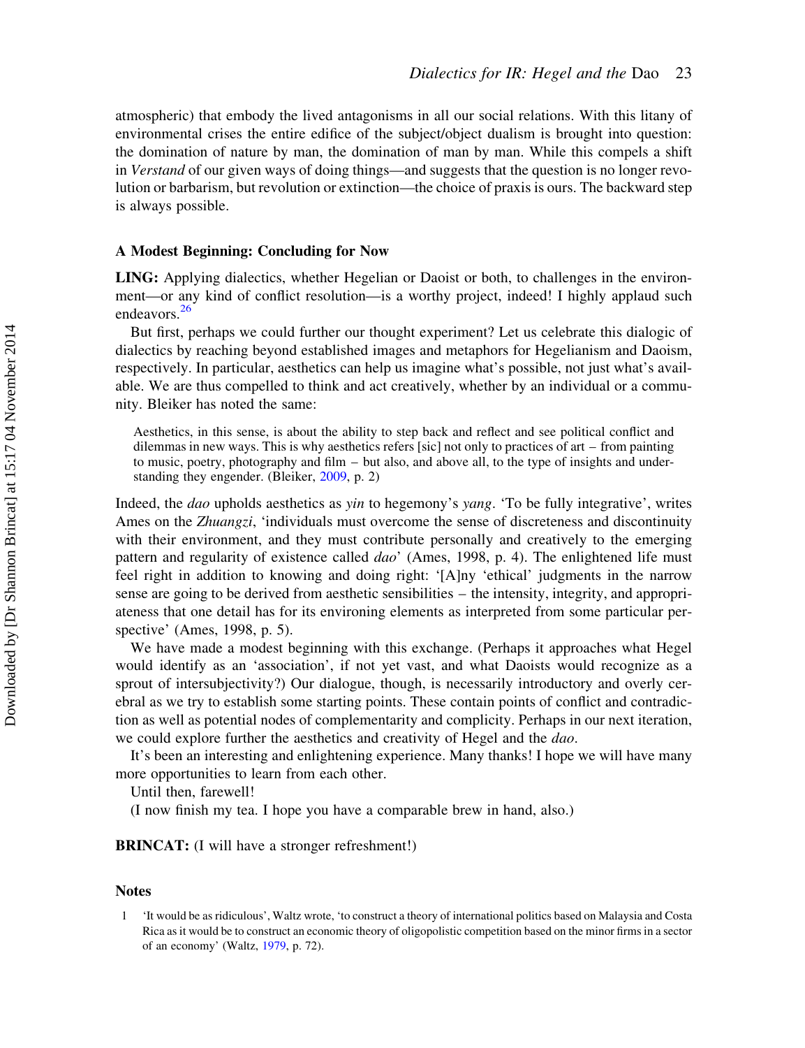atmospheric) that embody the lived antagonisms in all our social relations. With this litany of environmental crises the entire edifice of the subject/object dualism is brought into question: the domination of nature by man, the domination of man by man. While this compels a shift in *Verstand* of our given ways of doing things—and suggests that the question is no longer revolution or barbarism, but revolution or extinction—the choice of praxis is ours. The backward step is always possible.

### A Modest Beginning: Concluding for Now

**LING:** Applying dialectics, whether Hegelian or Daoist or both, to challenges in the environment—or any kind of conflict resolution—is a worthy project, indeed! I highly applaud such endeavors.[26]

But first, perhaps we could further our thought experiment? Let us celebrate this dialogic of dialectics by reaching beyond established images and metaphors for Hegelianism and Daoism, respectively. In particular, aesthetics can help us imagine what's possible, not just what's available. We are thus compelled to think and act creatively, whether by an individual or a community. Bleiker has noted the same:

> Aesthetics, in this sense, is about the ability to step back and reflect and see political conflict and dilemmas in new ways. This is why aesthetics refers [sic] not only to practices of art – from painting to music, poetry, photography and film – but also, and above all, to the type of insights and understanding they engender. (Bleiker, 2009, p. 2)

Indeed, the *dao* upholds aesthetics as *yin* to hegemony's *yang*. 'To be fully integrative', writes Ames on the *Zhuangzi*, 'individuals must overcome the sense of discreteness and discontinuity with their environment, and they must contribute personally and creatively to the emerging pattern and regularity of existence called *dao*' (Ames, 1998, p. 4). The enlightened life must feel right in addition to knowing and doing right: '[A]ny 'ethical' judgments in the narrow sense are going to be derived from aesthetic sensibilities – the intensity, integrity, and appropriateness that one detail has for its environing elements as interpreted from some particular perspective' (Ames, 1998, p. 5).

We have made a modest beginning with this exchange. (Perhaps it approaches what Hegel would identify as an 'association', if not yet vast, and what Daoists would recognize as a sprout of intersubjectivity?) Our dialogue, though, is necessarily introductory and overly cerebral as we try to establish some starting points. These contain points of conflict and contradiction as well as potential nodes of complementarity and complicity. Perhaps in our next iteration, we could explore further the aesthetics and creativity of Hegel and the *dao*.

It's been an interesting and enlightening experience. Many thanks! I hope we will have many more opportunities to learn from each other.

Until then, farewell!

(I now finish my tea. I hope you have a comparable brew in hand, also.)

**BRINCAT:** (I will have a stronger refreshment!)

### Notes

1 'It would be as ridiculous', Waltz wrote, 'to construct a theory of international politics based on Malaysia and Costa Rica as it would be to construct an economic theory of oligopolistic competition based on the minor firms in a sector of an economy' (Waltz, 1979, p. 72).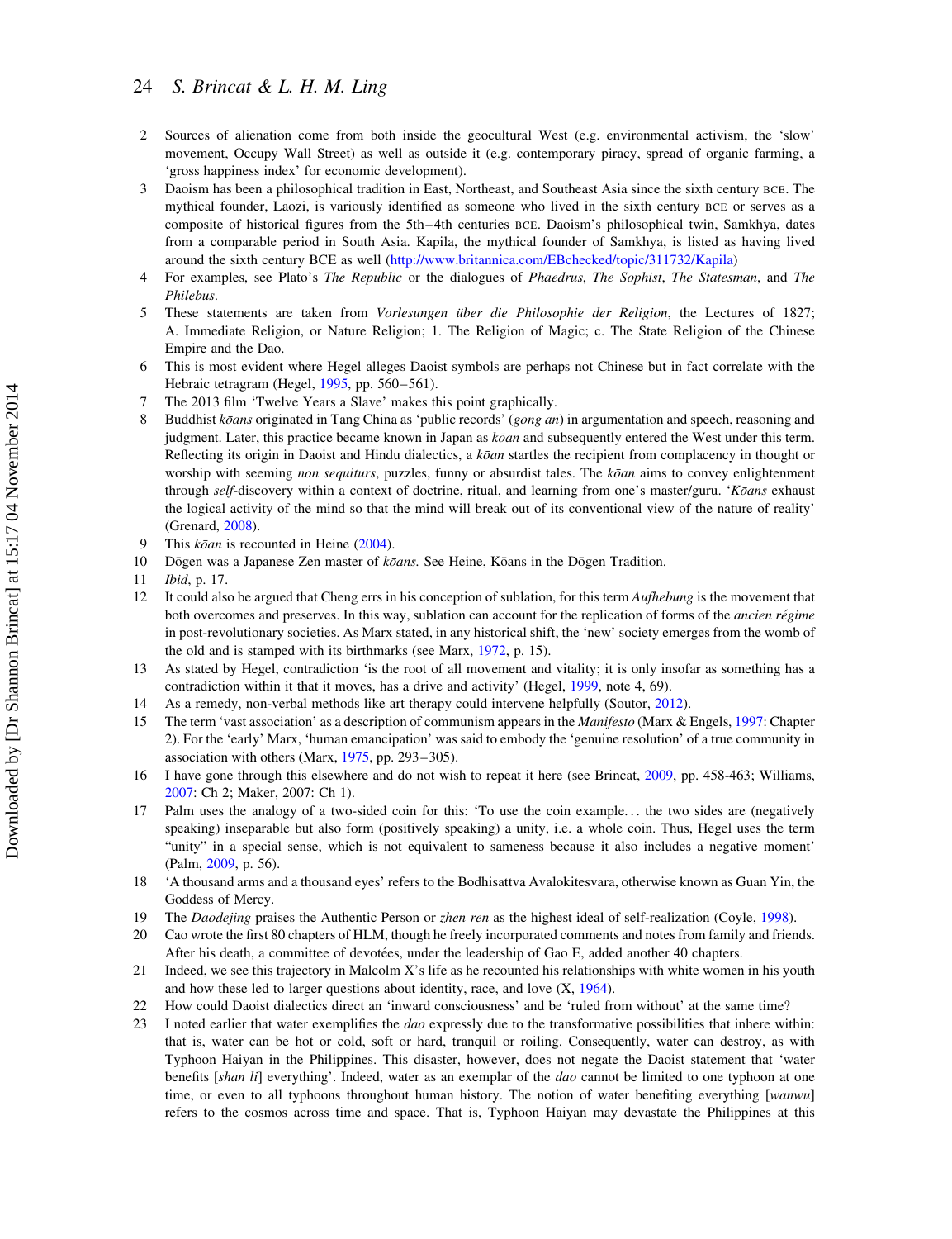2 Sources of alienation come from both inside the geocultural West (e.g. environmental activism, the 'slow' movement, Occupy Wall Street) as well as outside it (e.g. contemporary piracy, spread of organic farming, a 'gross happiness index' for economic development).

3 Daoism has been a philosophical tradition in East, Northeast, and Southeast Asia since the sixth century BCE. The mythical founder, Laozi, is variously identified as someone who lived in the sixth century BCE or serves as a composite of historical figures from the 5th–4th centuries BCE. Daoism's philosophical twin, Samkhya, dates from a comparable period in South Asia. Kapila, the mythical founder of Samkhya, is listed as having lived around the sixth century BCE as well (http://www.britannica.com/EBchecked/topic/311732/Kapila)

4 For examples, see Plato's *The Republic* or the dialogues of *Phaedrus*, *The Sophist*, *The Statesman*, and *The Philebus*.

5 These statements are taken from *Vorlesungen über die Philosophie der Religion*, the Lectures of 1827; A. Immediate Religion, or Nature Religion; 1. The Religion of Magic; c. The State Religion of the Chinese Empire and the Dao.

6 This is most evident where Hegel alleges Daoist symbols are perhaps not Chinese but in fact correlate with the Hebraic tetragram (Hegel, 1995, pp. 560–561).

7 The 2013 film 'Twelve Years a Slave' makes this point graphically.

8 Buddhist *kōans* originated in Tang China as 'public records' (*gong an*) in argumentation and speech, reasoning and judgment. Later, this practice became known in Japan as *kōan* and subsequently entered the West under this term. Reflecting its origin in Daoist and Hindu dialectics, a *kōan* startles the recipient from complacency in thought or worship with seeming *non sequiturs*, puzzles, funny or absurdist tales. The *kōan* aims to convey enlightenment through *self*-discovery within a context of doctrine, ritual, and learning from one's master/guru. '*Kōans* exhaust the logical activity of the mind so that the mind will break out of its conventional view of the nature of reality' (Grenard, 2008).

9 This *kōan* is recounted in Heine (2004).

10 Dōgen was a Japanese Zen master of *kōans.* See Heine, Kōans in the Dōgen Tradition.

11 *Ibid*, p. 17.

12 It could also be argued that Cheng errs in his conception of sublation, for this term *Aufhebung* is the movement that both overcomes and preserves. In this way, sublation can account for the replication of forms of the *ancien régime* in post-revolutionary societies. As Marx stated, in any historical shift, the 'new' society emerges from the womb of the old and is stamped with its birthmarks (see Marx, 1972, p. 15).

13 As stated by Hegel, contradiction 'is the root of all movement and vitality; it is only insofar as something has a contradiction within it that it moves, has a drive and activity' (Hegel, 1999, note 4, 69).

14 As a remedy, non-verbal methods like art therapy could intervene helpfully (Soutor, 2012).

15 The term 'vast association' as a description of communism appears in the *Manifesto* (Marx & Engels, 1997: Chapter 2). For the 'early' Marx, 'human emancipation' was said to embody the 'genuine resolution' of a true community in association with others (Marx, 1975, pp. 293–305).

16 I have gone through this elsewhere and do not wish to repeat it here (see Brincat, 2009, pp. 458-463; Williams, 2007: Ch 2; Maker, 2007: Ch 1).

17 Palm uses the analogy of a two-sided coin for this: 'To use the coin example... the two sides are (negatively speaking) inseparable but also form (positively speaking) a unity, i.e. a whole coin. Thus, Hegel uses the term "unity" in a special sense, which is not equivalent to sameness because it also includes a negative moment' (Palm, 2009, p. 56).

18 'A thousand arms and a thousand eyes' refers to the Bodhisattva Avalokitesvara, otherwise known as Guan Yin, the Goddess of Mercy.

19 The *Daodejing* praises the Authentic Person or *zhen ren* as the highest ideal of self-realization (Coyle, 1998).

20 Cao wrote the first 80 chapters of HLM, though he freely incorporated comments and notes from family and friends. After his death, a committee of devotées, under the leadership of Gao E, added another 40 chapters.

21 Indeed, we see this trajectory in Malcolm X's life as he recounted his relationships with white women in his youth and how these led to larger questions about identity, race, and love (X, 1964).

22 How could Daoist dialectics direct an 'inward consciousness' and be 'ruled from without' at the same time?

23 I noted earlier that water exemplifies the *dao* expressly due to the transformative possibilities that inhere within: that is, water can be hot or cold, soft or hard, tranquil or roiling. Consequently, water can destroy, as with Typhoon Haiyan in the Philippines. This disaster, however, does not negate the Daoist statement that 'water benefits [*shan li*] everything'. Indeed, water as an exemplar of the *dao* cannot be limited to one typhoon at one time, or even to all typhoons throughout human history. The notion of water benefiting everything [*wanwu*] refers to the cosmos across time and space. That is, Typhoon Haiyan may devastate the Philippines at this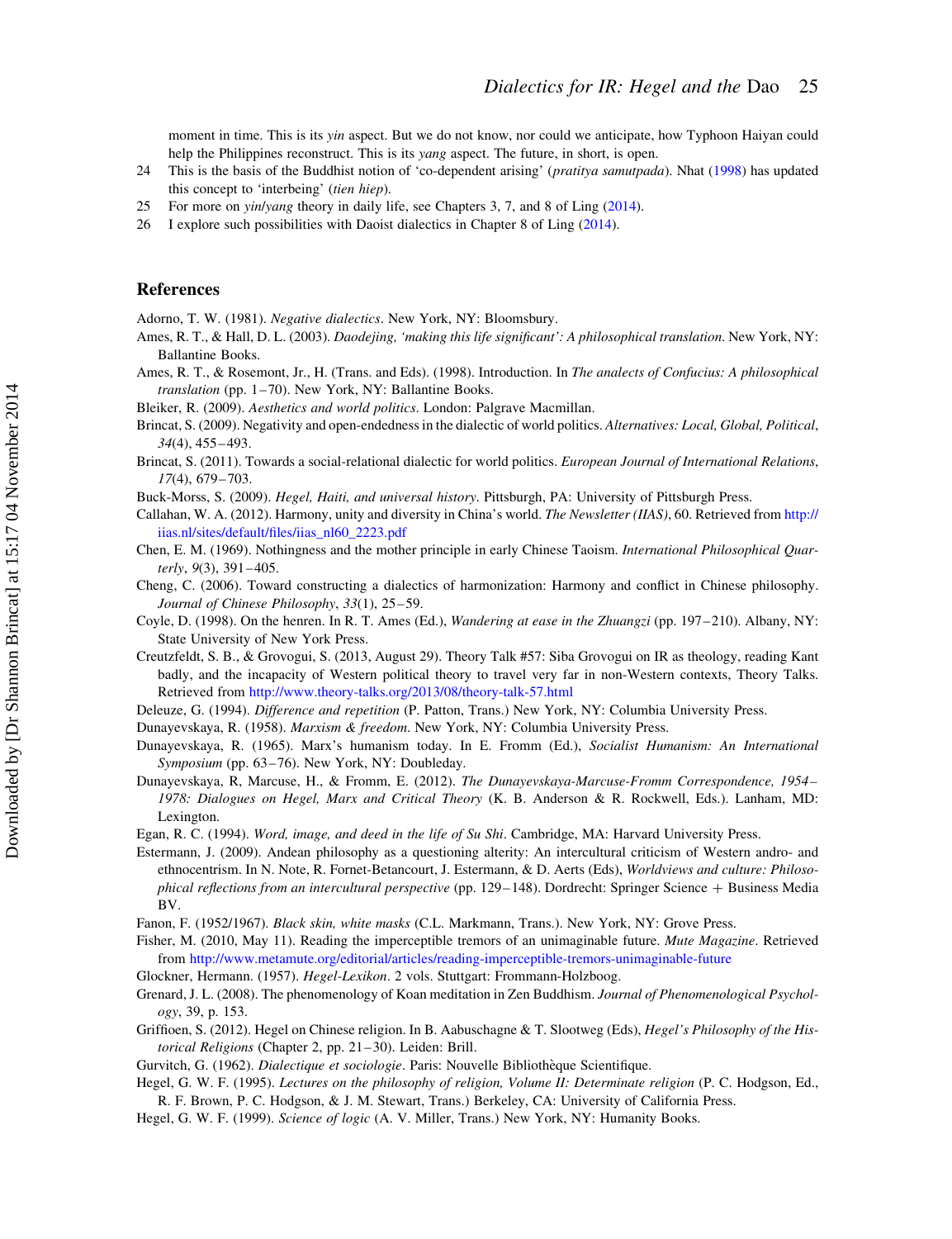moment in time. This is its *yin* aspect. But we do not know, nor could we anticipate, how Typhoon Haiyan could help the Philippines reconstruct. This is its *yang* aspect. The future, in short, is open.

24 This is the basis of the Buddhist notion of 'co-dependent arising' (*pratitya samutpada*). Nhat (1998) has updated this concept to 'interbeing' (*tien hiep*).

25 For more on *yin*/*yang* theory in daily life, see Chapters 3, 7, and 8 of Ling (2014).

26 I explore such possibilities with Daoist dialectics in Chapter 8 of Ling (2014).

## References

Adorno, T. W. (1981). *Negative dialectics*. New York, NY: Bloomsbury.

Ames, R. T., & Hall, D. L. (2003). *Daodejing, 'making this life significant': A philosophical translation*. New York, NY: Ballantine Books.

Ames, R. T., & Rosemont, Jr., H. (Trans. and Eds). (1998). Introduction. In *The analects of Confucius: A philosophical translation* (pp. 1–70). New York, NY: Ballantine Books.

Bleiker, R. (2009). *Aesthetics and world politics*. London: Palgrave Macmillan.

Brincat, S. (2009). Negativity and open-endedness in the dialectic of world politics. *Alternatives: Local, Global, Political*, *34*(4), 455–493.

Brincat, S. (2011). Towards a social-relational dialectic for world politics. *European Journal of International Relations*, *17*(4), 679–703.

Buck-Morss, S. (2009). *Hegel, Haiti, and universal history*. Pittsburgh, PA: University of Pittsburgh Press.

Callahan, W. A. (2012). Harmony, unity and diversity in China's world. *The Newsletter (IIAS)*, 60. Retrieved from http://iias.nl/sites/default/files/iias_nl60_2223.pdf

Chen, E. M. (1969). Nothingness and the mother principle in early Chinese Taoism. *International Philosophical Quarterly*, *9*(3), 391–405.

Cheng, C. (2006). Toward constructing a dialectics of harmonization: Harmony and conflict in Chinese philosophy. *Journal of Chinese Philosophy*, *33*(1), 25–59.

Coyle, D. (1998). On the henren. In R. T. Ames (Ed.), *Wandering at ease in the Zhuangzi* (pp. 197–210). Albany, NY: State University of New York Press.

Creutzfeldt, S. B., & Grovogui, S. (2013, August 29). Theory Talk #57: Siba Grovogui on IR as theology, reading Kant badly, and the incapacity of Western political theory to travel very far in non-Western contexts, Theory Talks. Retrieved from http://www.theory-talks.org/2013/08/theory-talk-57.html

Deleuze, G. (1994). *Difference and repetition* (P. Patton, Trans.) New York, NY: Columbia University Press.

Dunayevskaya, R. (1958). *Marxism & freedom*. New York, NY: Columbia University Press.

Dunayevskaya, R. (1965). Marx's humanism today. In E. Fromm (Ed.), *Socialist Humanism: An International Symposium* (pp. 63–76). New York, NY: Doubleday.

Dunayevskaya, R, Marcuse, H., & Fromm, E. (2012). *The Dunayevskaya-Marcuse-Fromm Correspondence, 1954–1978: Dialogues on Hegel, Marx and Critical Theory* (K. B. Anderson & R. Rockwell, Eds.). Lanham, MD: Lexington.

Egan, R. C. (1994). *Word, image, and deed in the life of Su Shi*. Cambridge, MA: Harvard University Press.

Estermann, J. (2009). Andean philosophy as a questioning alterity: An intercultural criticism of Western andro- and ethnocentrism. In N. Note, R. Fornet-Betancourt, J. Estermann, & D. Aerts (Eds), *Worldviews and culture: Philosophical reflections from an intercultural perspective* (pp. 129–148). Dordrecht: Springer Science + Business Media BV.

Fanon, F. (1952/1967). *Black skin, white masks* (C.L. Markmann, Trans.). New York, NY: Grove Press.

Fisher, M. (2010, May 11). Reading the imperceptible tremors of an unimaginable future. *Mute Magazine*. Retrieved from http://www.metamute.org/editorial/articles/reading-imperceptible-tremors-unimaginable-future

Glockner, Hermann. (1957). *Hegel-Lexikon*. 2 vols. Stuttgart: Frommann-Holzboog.

Grenard, J. L. (2008). The phenomenology of Koan meditation in Zen Buddhism. *Journal of Phenomenological Psychology*, 39, p. 153.

Griffioen, S. (2012). Hegel on Chinese religion. In B. Aabuschagne & T. Slootweg (Eds), *Hegel's Philosophy of the Historical Religions* (Chapter 2, pp. 21–30). Leiden: Brill.

Gurvitch, G. (1962). *Dialectique et sociologie*. Paris: Nouvelle Bibliothèque Scientifique.

Hegel, G. W. F. (1995). *Lectures on the philosophy of religion, Volume II: Determinate religion* (P. C. Hodgson, Ed., R. F. Brown, P. C. Hodgson, & J. M. Stewart, Trans.) Berkeley, CA: University of California Press.

Hegel, G. W. F. (1999). *Science of logic* (A. V. Miller, Trans.) New York, NY: Humanity Books.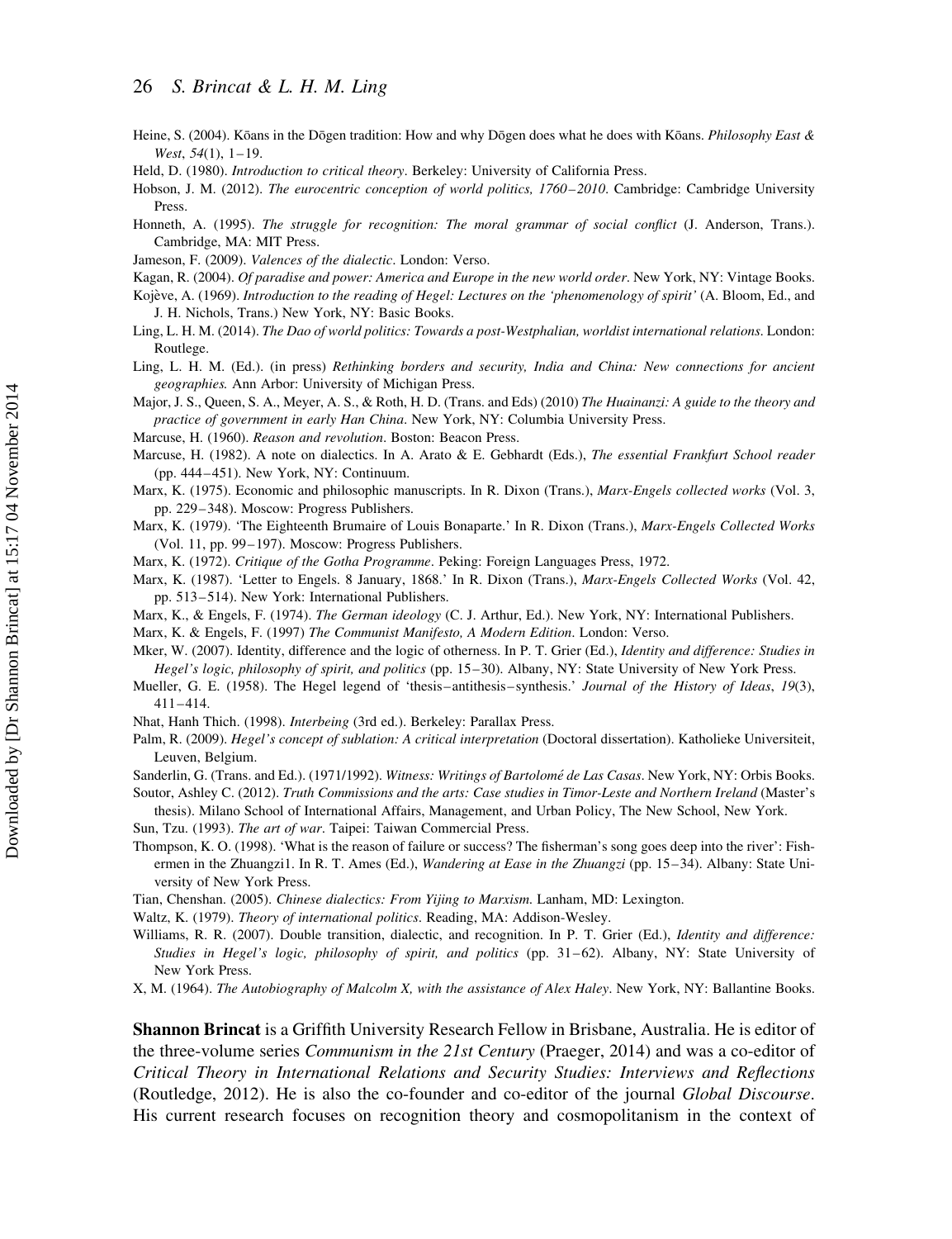Heine, S. (2004). Kōans in the Dōgen tradition: How and why Dōgen does what he does with Kōans. *Philosophy East & West*, *54*(1), 1–19.

Held, D. (1980). *Introduction to critical theory*. Berkeley: University of California Press.

Hobson, J. M. (2012). *The eurocentric conception of world politics, 1760–2010*. Cambridge: Cambridge University Press.

Honneth, A. (1995). *The struggle for recognition: The moral grammar of social conflict* (J. Anderson, Trans.). Cambridge, MA: MIT Press.

Jameson, F. (2009). *Valences of the dialectic*. London: Verso.

Kagan, R. (2004). *Of paradise and power: America and Europe in the new world order*. New York, NY: Vintage Books.

Kojève, A. (1969). *Introduction to the reading of Hegel: Lectures on the 'phenomenology of spirit'* (A. Bloom, Ed., and J. H. Nichols, Trans.) New York, NY: Basic Books.

Ling, L. H. M. (2014). *The Dao of world politics: Towards a post-Westphalian, worldist international relations*. London: Routlege.

Ling, L. H. M. (Ed.). (in press) *Rethinking borders and security, India and China: New connections for ancient geographies.* Ann Arbor: University of Michigan Press.

Major, J. S., Queen, S. A., Meyer, A. S., & Roth, H. D. (Trans. and Eds) (2010) *The Huainanzi: A guide to the theory and practice of government in early Han China*. New York, NY: Columbia University Press.

Marcuse, H. (1960). *Reason and revolution*. Boston: Beacon Press.

Marcuse, H. (1982). A note on dialectics. In A. Arato & E. Gebhardt (Eds.), *The essential Frankfurt School reader* (pp. 444–451). New York, NY: Continuum.

Marx, K. (1975). Economic and philosophic manuscripts. In R. Dixon (Trans.), *Marx-Engels collected works* (Vol. 3, pp. 229–348). Moscow: Progress Publishers.

Marx, K. (1979). 'The Eighteenth Brumaire of Louis Bonaparte.' In R. Dixon (Trans.), *Marx-Engels Collected Works* (Vol. 11, pp. 99–197). Moscow: Progress Publishers.

Marx, K. (1972). *Critique of the Gotha Programme*. Peking: Foreign Languages Press, 1972.

Marx, K. (1987). 'Letter to Engels. 8 January, 1868.' In R. Dixon (Trans.), *Marx-Engels Collected Works* (Vol. 42, pp. 513–514). New York: International Publishers.

Marx, K., & Engels, F. (1974). *The German ideology* (C. J. Arthur, Ed.). New York, NY: International Publishers.

Marx, K. & Engels, F. (1997) *The Communist Manifesto, A Modern Edition*. London: Verso.

Mker, W. (2007). Identity, difference and the logic of otherness. In P. T. Grier (Ed.), *Identity and difference: Studies in Hegel's logic, philosophy of spirit, and politics* (pp. 15–30). Albany, NY: State University of New York Press.

Mueller, G. E. (1958). The Hegel legend of 'thesis–antithesis–synthesis.' *Journal of the History of Ideas*, *19*(3), 411–414.

Nhat, Hanh Thich. (1998). *Interbeing* (3rd ed.). Berkeley: Parallax Press.

Palm, R. (2009). *Hegel's concept of sublation: A critical interpretation* (Doctoral dissertation). Katholieke Universiteit, Leuven, Belgium.

Sanderlin, G. (Trans. and Ed.). (1971/1992). *Witness: Writings of Bartolomé de Las Casas*. New York, NY: Orbis Books.

Soutor, Ashley C. (2012). *Truth Commissions and the arts: Case studies in Timor-Leste and Northern Ireland* (Master's thesis). Milano School of International Affairs, Management, and Urban Policy, The New School, New York.

Sun, Tzu. (1993). *The art of war*. Taipei: Taiwan Commercial Press.

Thompson, K. O. (1998). 'What is the reason of failure or success? The fisherman's song goes deep into the river': Fishermen in the Zhuangzi1. In R. T. Ames (Ed.), *Wandering at Ease in the Zhuangzi* (pp. 15–34). Albany: State University of New York Press.

Tian, Chenshan. (2005). *Chinese dialectics: From Yijing to Marxism*. Lanham, MD: Lexington.

Waltz, K. (1979). *Theory of international politics*. Reading, MA: Addison-Wesley.

Williams, R. R. (2007). Double transition, dialectic, and recognition. In P. T. Grier (Ed.), *Identity and difference: Studies in Hegel's logic, philosophy of spirit, and politics* (pp. 31–62). Albany, NY: State University of New York Press.

X, M. (1964). *The Autobiography of Malcolm X, with the assistance of Alex Haley*. New York, NY: Ballantine Books.

**Shannon Brincat** is a Griffith University Research Fellow in Brisbane, Australia. He is editor of the three-volume series *Communism in the 21st Century* (Praeger, 2014) and was a co-editor of *Critical Theory in International Relations and Security Studies: Interviews and Reflections* (Routledge, 2012). He is also the co-founder and co-editor of the journal *Global Discourse*. His current research focuses on recognition theory and cosmopolitanism in the context of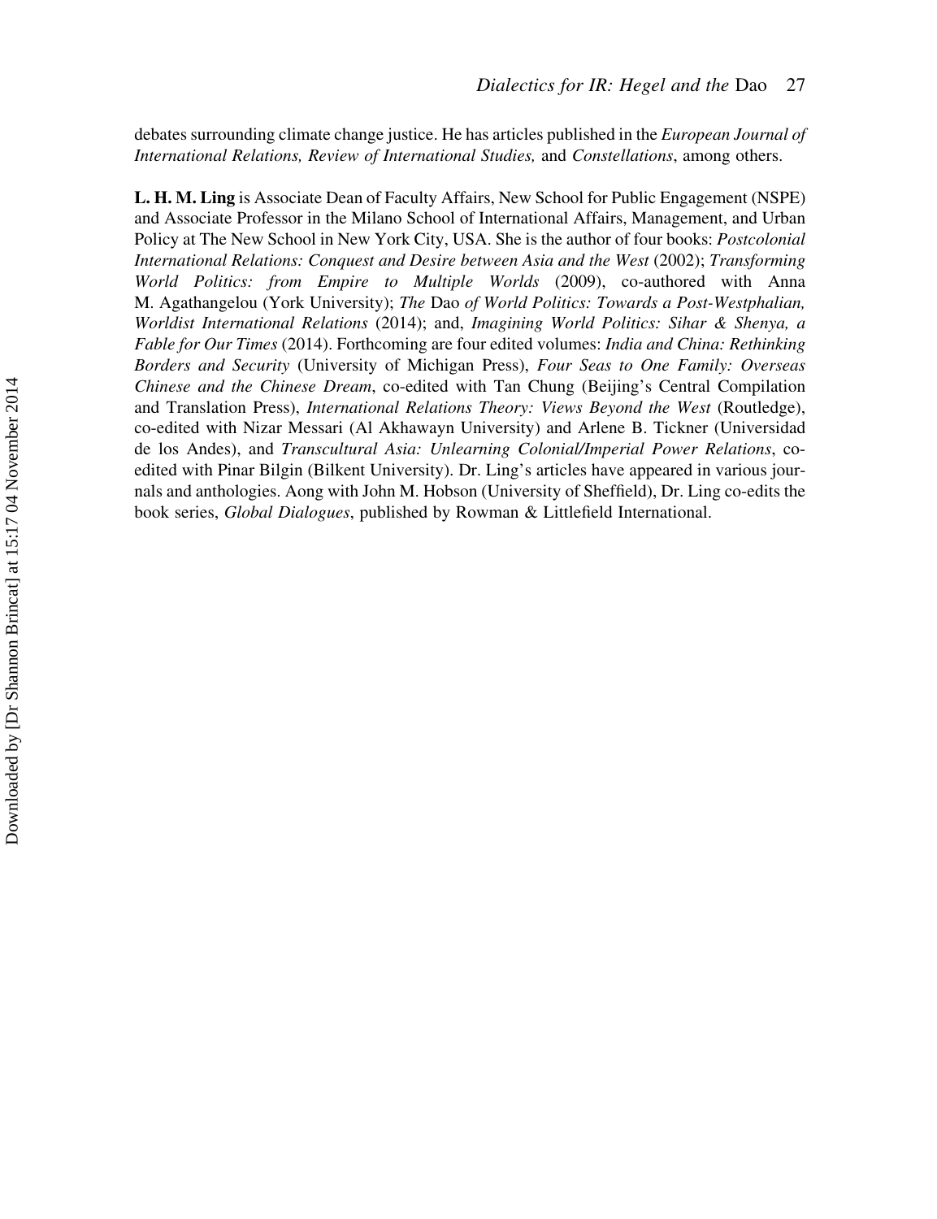debates surrounding climate change justice. He has articles published in the *European Journal of International Relations, Review of International Studies,* and *Constellations*, among others.

**L. H. M. Ling** is Associate Dean of Faculty Affairs, New School for Public Engagement (NSPE) and Associate Professor in the Milano School of International Affairs, Management, and Urban Policy at The New School in New York City, USA. She is the author of four books: *Postcolonial International Relations: Conquest and Desire between Asia and the West* (2002); *Transforming World Politics: from Empire to Multiple Worlds* (2009), co-authored with Anna M. Agathangelou (York University); *The* Dao *of World Politics: Towards a Post-Westphalian, Worldist International Relations* (2014); and, *Imagining World Politics: Sihar & Shenya, a Fable for Our Times* (2014). Forthcoming are four edited volumes: *India and China: Rethinking Borders and Security* (University of Michigan Press), *Four Seas to One Family: Overseas Chinese and the Chinese Dream*, co-edited with Tan Chung (Beijing's Central Compilation and Translation Press), *International Relations Theory: Views Beyond the West* (Routledge), co-edited with Nizar Messari (Al Akhawayn University) and Arlene B. Tickner (Universidad de los Andes), and *Transcultural Asia: Unlearning Colonial/Imperial Power Relations*, co-edited with Pinar Bilgin (Bilkent University). Dr. Ling's articles have appeared in various journals and anthologies. Aong with John M. Hobson (University of Sheffield), Dr. Ling co-edits the book series, *Global Dialogues*, published by Rowman & Littlefield International.